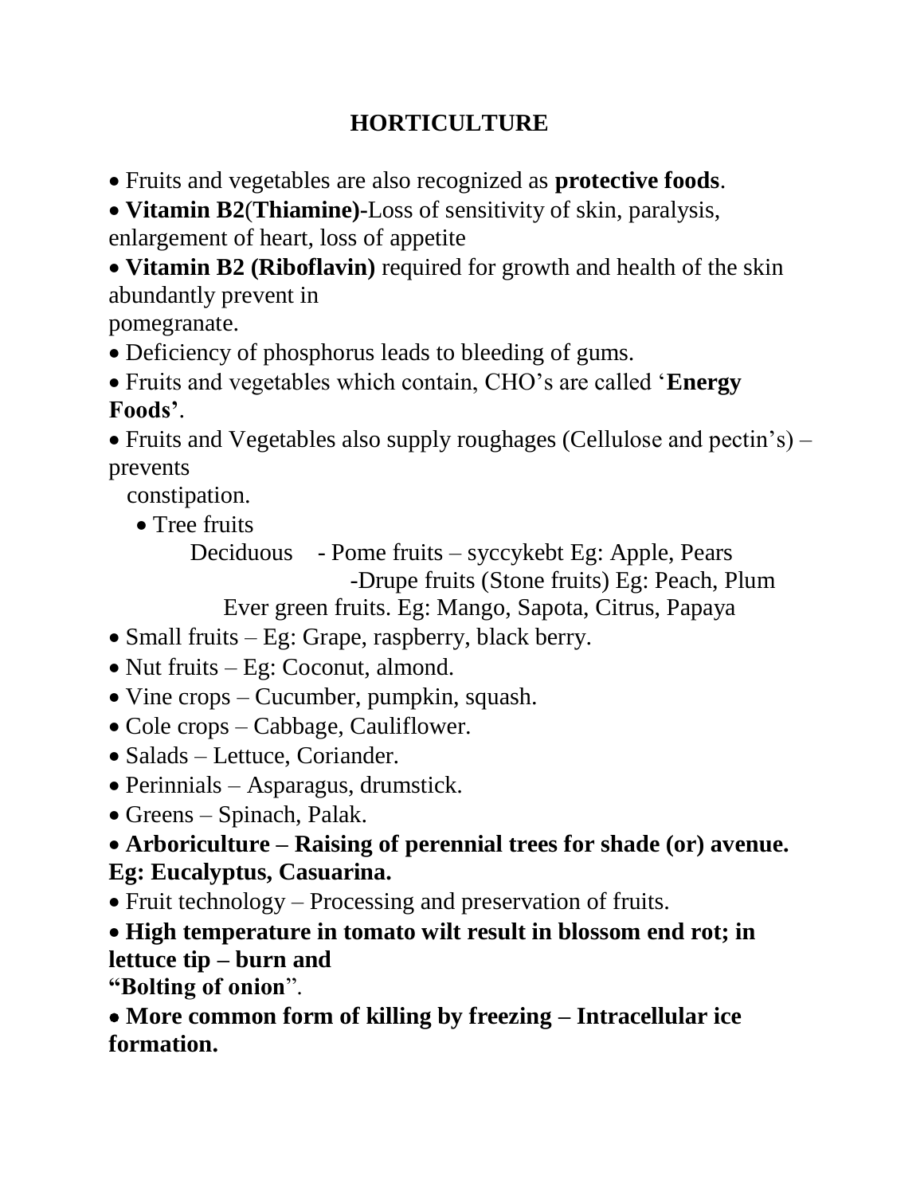# HORTICULTURE

- Fruits and vegetables are also recognized as **protective foods**.
- **Vitamin B2**(**Thiamine)**-Loss of sensitivity of skin, paralysis, enlargement of heart, loss of appetite
- **Vitamin B2 (Riboflavin)** required for growth and health of the skin abundantly prevent in pomegranate.
- Deficiency of phosphorus leads to bleeding of gums.
- Fruits and vegetables which contain, CHO's are called '**Energy Foods'**.
- Fruits and Vegetables also supply roughages (Cellulose and pectin's) – prevents constipation.
  - Tree fruits
    - Deciduous - Pome fruits – syccykebt Eg: Apple, Pears
      - -Drupe fruits (Stone fruits) Eg: Peach, Plum
    - Ever green fruits. Eg: Mango, Sapota, Citrus, Papaya
- Small fruits – Eg: Grape, raspberry, black berry.
- Nut fruits – Eg: Coconut, almond.
- Vine crops – Cucumber, pumpkin, squash.
- Cole crops – Cabbage, Cauliflower.
- Salads – Lettuce, Coriander.
- Perinnials – Asparagus, drumstick.
- Greens – Spinach, Palak.
- **Arboriculture – Raising of perennial trees for shade (or) avenue. Eg: Eucalyptus, Casuarina.**
- Fruit technology – Processing and preservation of fruits.
- **High temperature in tomato wilt result in blossom end rot; in lettuce tip – burn and "Bolting of onion**".
- **More common form of killing by freezing – Intracellular ice formation.**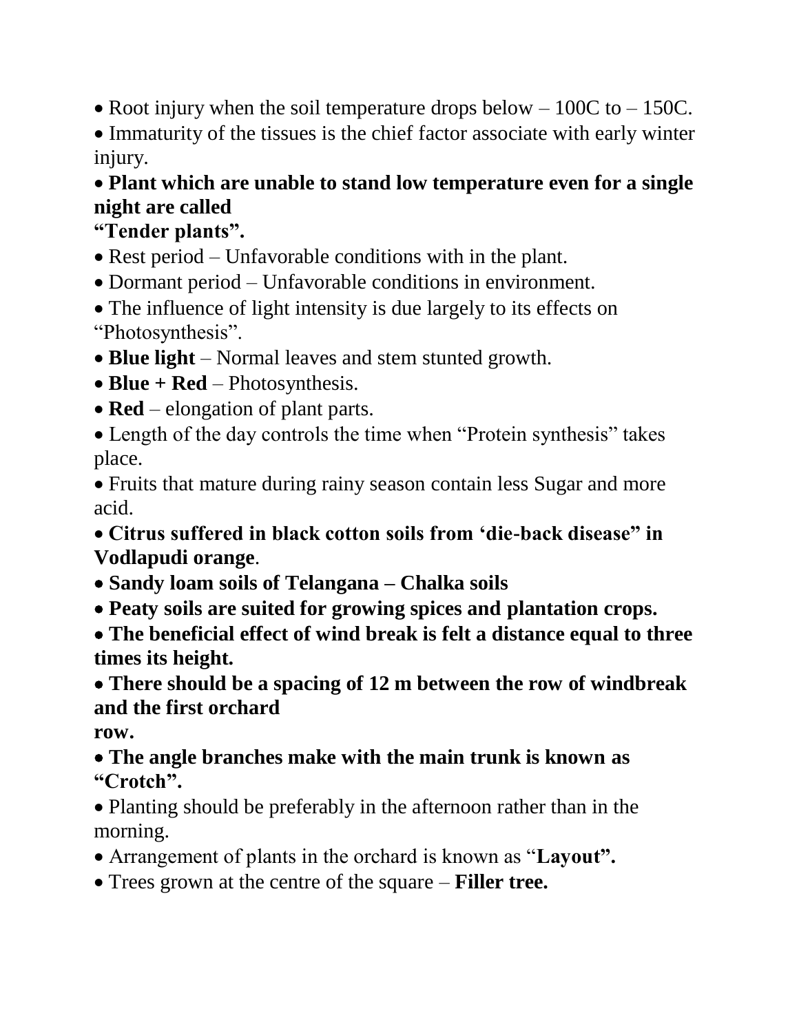- Root injury when the soil temperature drops below – 100C to – 150C.
- Immaturity of the tissues is the chief factor associate with early winter injury.
- **Plant which are unable to stand low temperature even for a single night are called "Tender plants".**
- Rest period – Unfavorable conditions with in the plant.
- Dormant period – Unfavorable conditions in environment.
- The influence of light intensity is due largely to its effects on "Photosynthesis".
- **Blue light** – Normal leaves and stem stunted growth.
- **Blue + Red** – Photosynthesis.
- **Red** – elongation of plant parts.
- Length of the day controls the time when "Protein synthesis" takes place.
- Fruits that mature during rainy season contain less Sugar and more acid.
- **Citrus suffered in black cotton soils from 'die-back disease" in Vodlapudi orange**.
- **Sandy loam soils of Telangana – Chalka soils**
- **Peaty soils are suited for growing spices and plantation crops.**
- **The beneficial effect of wind break is felt a distance equal to three times its height.**
- **There should be a spacing of 12 m between the row of windbreak and the first orchard row.**
- **The angle branches make with the main trunk is known as "Crotch".**
- Planting should be preferably in the afternoon rather than in the morning.
- Arrangement of plants in the orchard is known as "**Layout".**
- Trees grown at the centre of the square – **Filler tree.**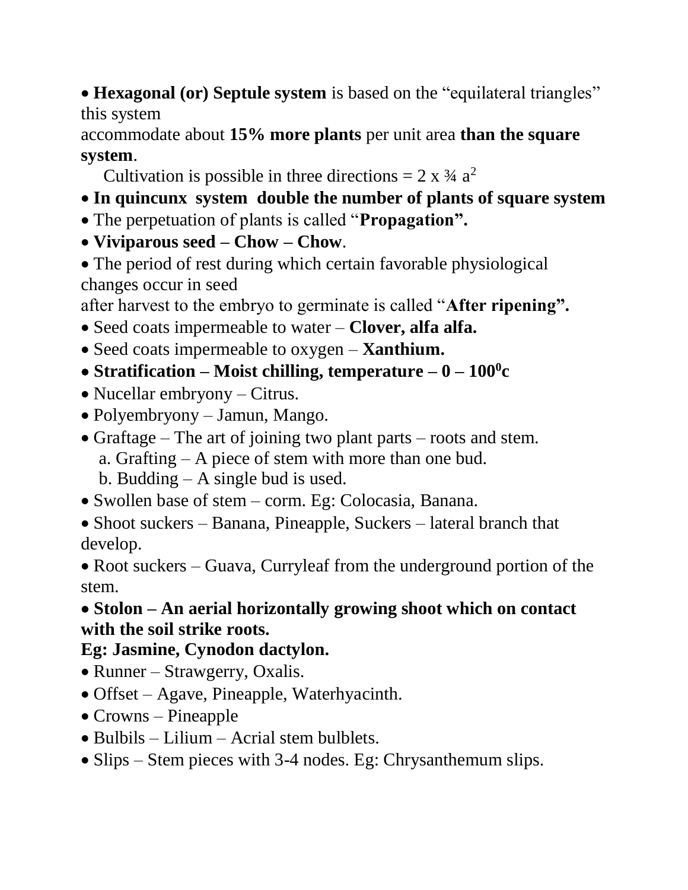- **Hexagonal (or) Septule system** is based on the "equilateral triangles" this system accommodate about **15% more plants** per unit area **than the square system**.

  Cultivation is possible in three directions = 2 x ¾ $a^2$
- **In quincunx system double the number of plants of square system**
- The perpetuation of plants is called "**Propagation".**
- **Viviparous seed – Chow – Chow**.
- The period of rest during which certain favorable physiological changes occur in seed after harvest to the embryo to germinate is called "**After ripening".**
- Seed coats impermeable to water – **Clover, alfa alfa.**
- Seed coats impermeable to oxygen – **Xanthium.**
- **Stratification – Moist chilling, temperature – 0 – $100^0$c**
- Nucellar embryony – Citrus.
- Polyembryony – Jamun, Mango.
- Graftage – The art of joining two plant parts – roots and stem.
  a. Grafting – A piece of stem with more than one bud.
  b. Budding – A single bud is used.
- Swollen base of stem – corm. Eg: Colocasia, Banana.
- Shoot suckers – Banana, Pineapple, Suckers – lateral branch that develop.
- Root suckers – Guava, Curryleaf from the underground portion of the stem.
- **Stolon – An aerial horizontally growing shoot which on contact with the soil strike roots.**
  **Eg: Jasmine, Cynodon dactylon.**
- Runner – Strawgerry, Oxalis.
- Offset – Agave, Pineapple, Waterhyacinth.
- Crowns – Pineapple
- Bulbils – Lilium – Acrial stem bulblets.
- Slips – Stem pieces with 3-4 nodes. Eg: Chrysanthemum slips.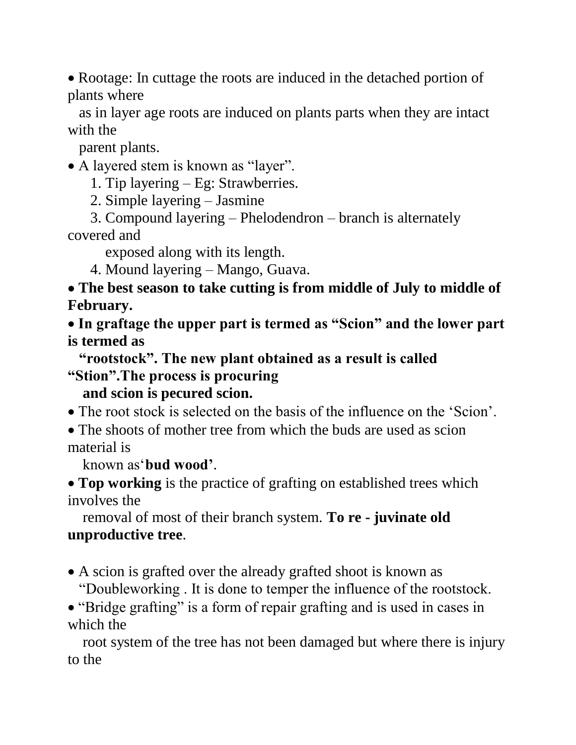- Rootage: In cuttage the roots are induced in the detached portion of plants where as in layer age roots are induced on plants parts when they are intact with the parent plants.
- A layered stem is known as “layer”.
    1. Tip layering – Eg: Strawberries.
    2. Simple layering – Jasmine
    3. Compound layering – Phelodendron – branch is alternately covered and exposed along with its length.
    4. Mound layering – Mango, Guava.
- **The best season to take cutting is from middle of July to middle of February.**
- **In graftage the upper part is termed as “Scion” and the lower part is termed as “rootstock”. The new plant obtained as a result is called “Stion”.The process is procuring and scion is pecured scion.**
- The root stock is selected on the basis of the influence on the ‘Scion’.
- The shoots of mother tree from which the buds are used as scion material is known as‘**bud wood’**.
- **Top working** is the practice of grafting on established trees which involves the removal of most of their branch system. **To re - juvinate old unproductive tree**.

- A scion is grafted over the already grafted shoot is known as “Doubleworking . It is done to temper the influence of the rootstock.
- “Bridge grafting” is a form of repair grafting and is used in cases in which the root system of the tree has not been damaged but where there is injury to the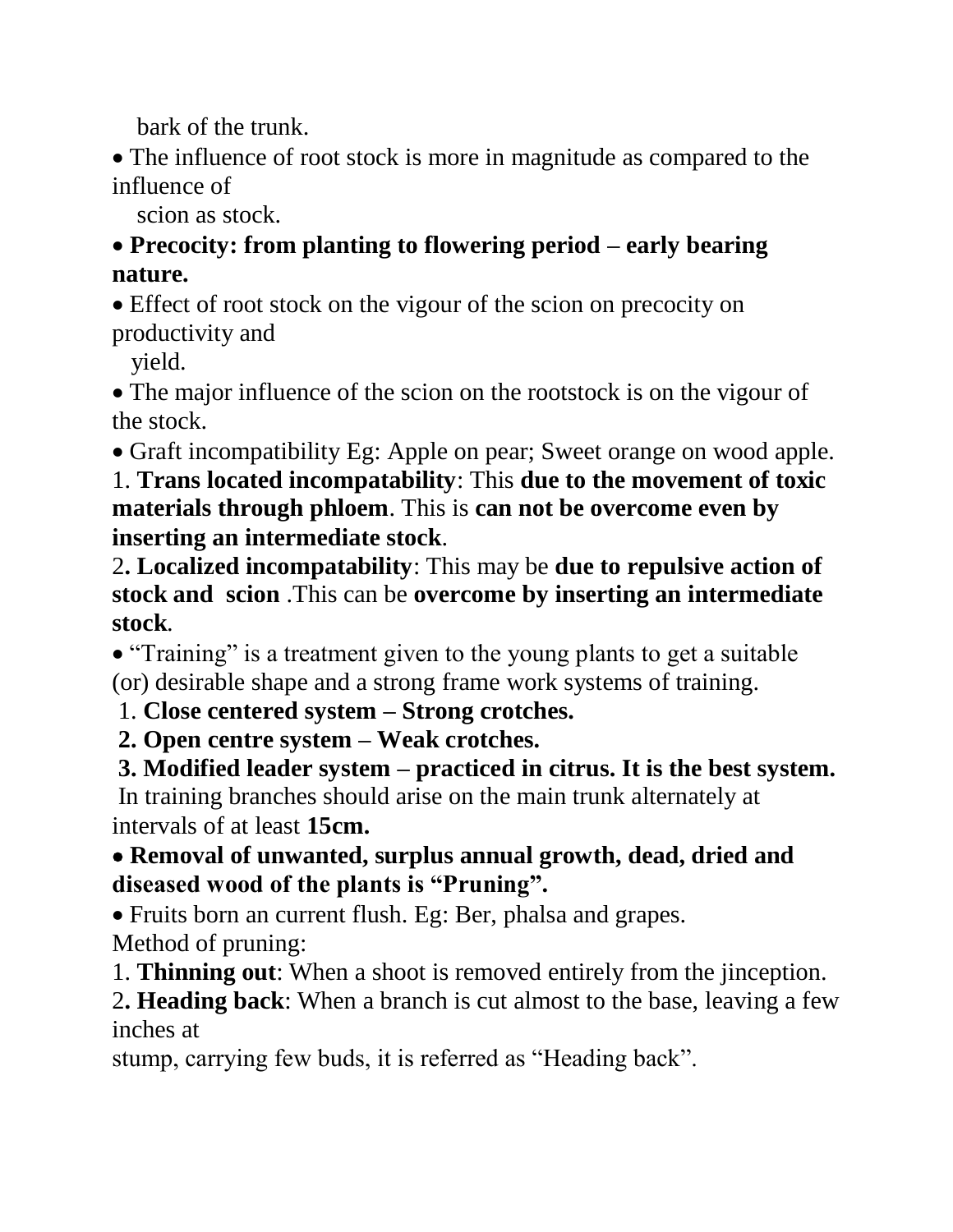bark of the trunk.

- The influence of root stock is more in magnitude as compared to the influence of scion as stock.
- **Precocity: from planting to flowering period – early bearing nature.**
- Effect of root stock on the vigour of the scion on precocity on productivity and yield.
- The major influence of the scion on the rootstock is on the vigour of the stock.
- Graft incompatibility Eg: Apple on pear; Sweet orange on wood apple.

1. **Trans located incompatability**: This **due to the movement of toxic materials through phloem**. This is **can not be overcome even by inserting an intermediate stock**.
2. **Localized incompatability**: This may be **due to repulsive action of stock and scion** .This can be **overcome by inserting an intermediate stock**.

- "Training" is a treatment given to the young plants to get a suitable (or) desirable shape and a strong frame work systems of training.

1. **Close centered system – Strong crotches.**
2. **Open centre system – Weak crotches.**
3. **Modified leader system – practiced in citrus. It is the best system.**

In training branches should arise on the main trunk alternately at intervals of at least **15cm.**

- **Removal of unwanted, surplus annual growth, dead, dried and diseased wood of the plants is "Pruning".**
- Fruits born an current flush. Eg: Ber, phalsa and grapes.

Method of pruning:

1. **Thinning out**: When a shoot is removed entirely from the jinception.
2. **Heading back**: When a branch is cut almost to the base, leaving a few inches at stump, carrying few buds, it is referred as "Heading back".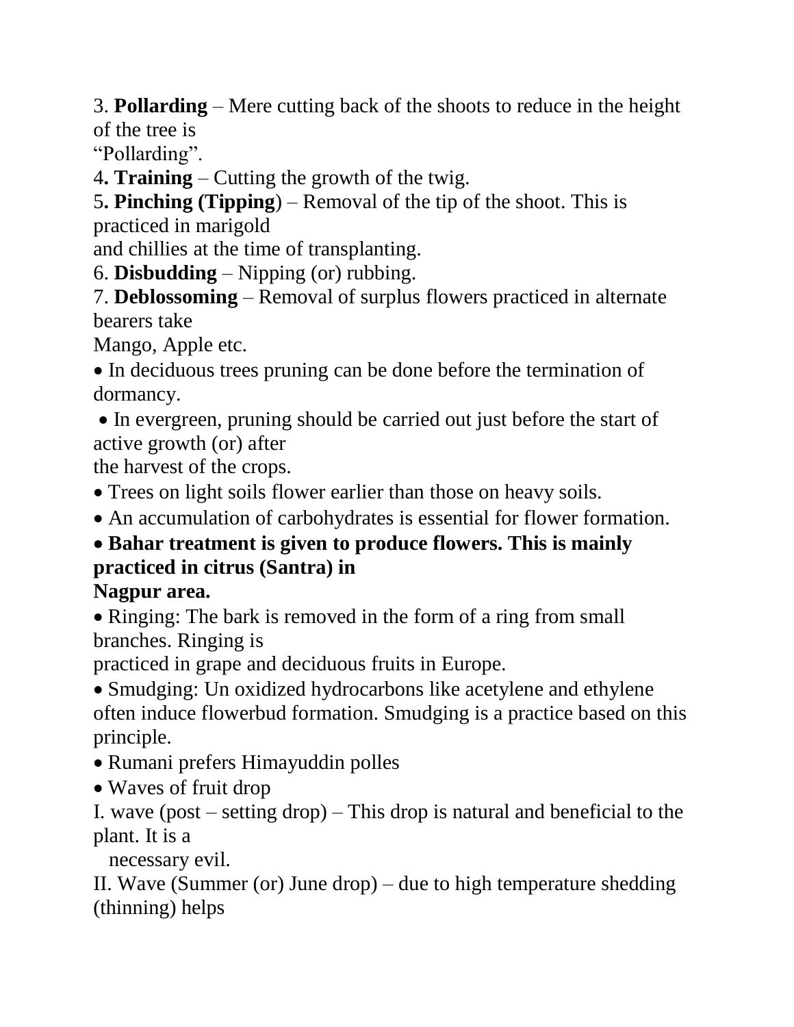3. **Pollarding** – Mere cutting back of the shoots to reduce in the height of the tree is "Pollarding".

4**. Training** – Cutting the growth of the twig.

5**. Pinching (Tipping**) – Removal of the tip of the shoot. This is practiced in marigold and chillies at the time of transplanting.

6. **Disbudding** – Nipping (or) rubbing.

7. **Deblossoming** – Removal of surplus flowers practiced in alternate bearers take Mango, Apple etc.

- In deciduous trees pruning can be done before the termination of dormancy.
- In evergreen, pruning should be carried out just before the start of active growth (or) after the harvest of the crops.
- Trees on light soils flower earlier than those on heavy soils.
- An accumulation of carbohydrates is essential for flower formation.
- **Bahar treatment is given to produce flowers. This is mainly practiced in citrus (Santra) in Nagpur area.**
- Ringing: The bark is removed in the form of a ring from small branches. Ringing is practiced in grape and deciduous fruits in Europe.
- Smudging: Un oxidized hydrocarbons like acetylene and ethylene often induce flowerbud formation. Smudging is a practice based on this principle.
- Rumani prefers Himayuddin polles
- Waves of fruit drop

I. wave (post – setting drop) – This drop is natural and beneficial to the plant. It is a necessary evil.

II. Wave (Summer (or) June drop) – due to high temperature shedding (thinning) helps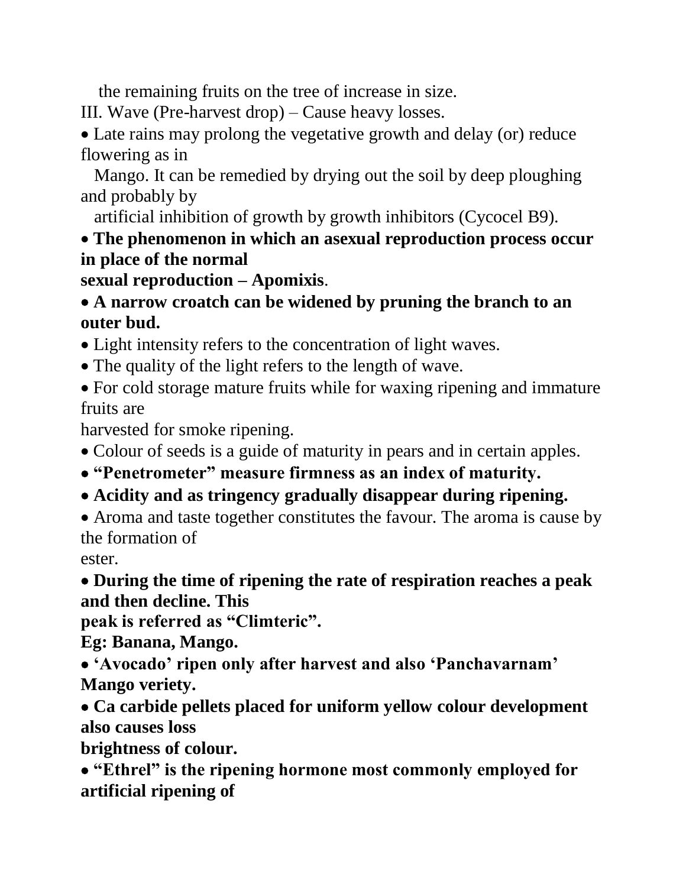the remaining fruits on the tree of increase in size.

III. Wave (Pre-harvest drop) – Cause heavy losses.

- Late rains may prolong the vegetative growth and delay (or) reduce flowering as in Mango. It can be remedied by drying out the soil by deep ploughing and probably by artificial inhibition of growth by growth inhibitors (Cycocel B9).
- **The phenomenon in which an asexual reproduction process occur in place of the normal sexual reproduction – Apomixis**.
- **A narrow croatch can be widened by pruning the branch to an outer bud.**
- Light intensity refers to the concentration of light waves.
- The quality of the light refers to the length of wave.
- For cold storage mature fruits while for waxing ripening and immature fruits are harvested for smoke ripening.
- Colour of seeds is a guide of maturity in pears and in certain apples.
- **"Penetrometer" measure firmness as an index of maturity.**
- **Acidity and as tringency gradually disappear during ripening.**
- Aroma and taste together constitutes the favour. The aroma is cause by the formation of ester.
- **During the time of ripening the rate of respiration reaches a peak and then decline. This peak is referred as "Climteric".**
  **Eg: Banana, Mango.**
- **'Avocado' ripen only after harvest and also 'Panchavarnam' Mango veriety.**
- **Ca carbide pellets placed for uniform yellow colour development also causes loss brightness of colour.**
- **"Ethrel" is the ripening hormone most commonly employed for artificial ripening of**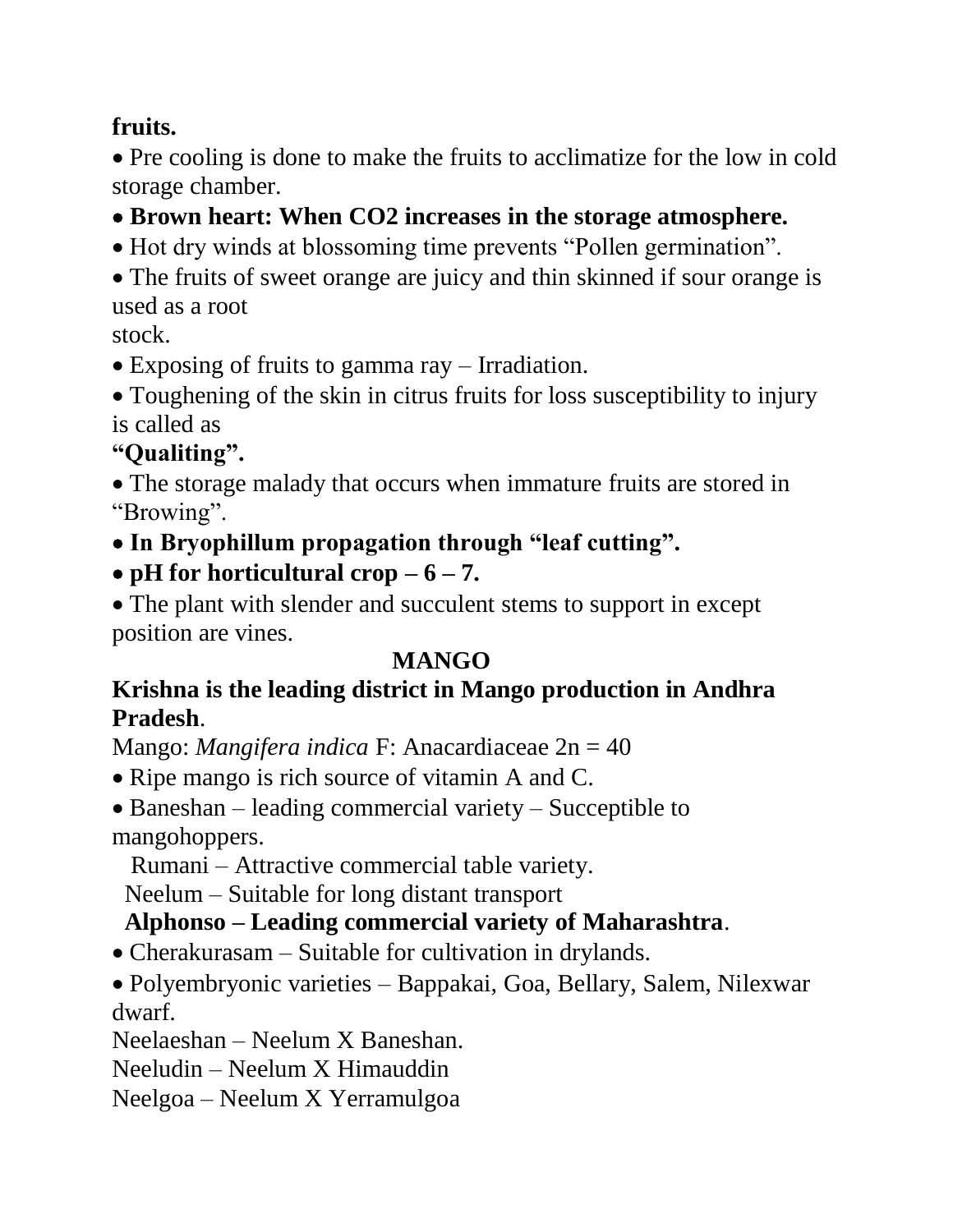**fruits.**

- Pre cooling is done to make the fruits to acclimatize for the low in cold storage chamber.
- **Brown heart: When CO2 increases in the storage atmosphere.**
- Hot dry winds at blossoming time prevents "Pollen germination".
- The fruits of sweet orange are juicy and thin skinned if sour orange is used as a root stock.
- Exposing of fruits to gamma ray – Irradiation.
- Toughening of the skin in citrus fruits for loss susceptibility to injury is called as **"Qualiting".**
- The storage malady that occurs when immature fruits are stored in "Browing".
- **In Bryophillum propagation through "leaf cutting".**
- **pH for horticultural crop – 6 – 7.**
- The plant with slender and succulent stems to support in except position are vines.

## MANGO

**Krishna is the leading district in Mango production in Andhra Pradesh**.

Mango: *Mangifera indica* F: Anacardiaceae 2n = 40

- Ripe mango is rich source of vitamin A and C.
- Baneshan – leading commercial variety – Succeptible to mangohoppers.

  Rumani – Attractive commercial table variety.

  Neelum – Suitable for long distant transport

  **Alphonso – Leading commercial variety of Maharashtra**.
- Cherakurasam – Suitable for cultivation in drylands.
- Polyembryonic varieties – Bappakai, Goa, Bellary, Salem, Nilexwar dwarf.

Neelaeshan – Neelum X Baneshan.

Neeludin – Neelum X Himauddin

Neelgoa – Neelum X Yerramulgoa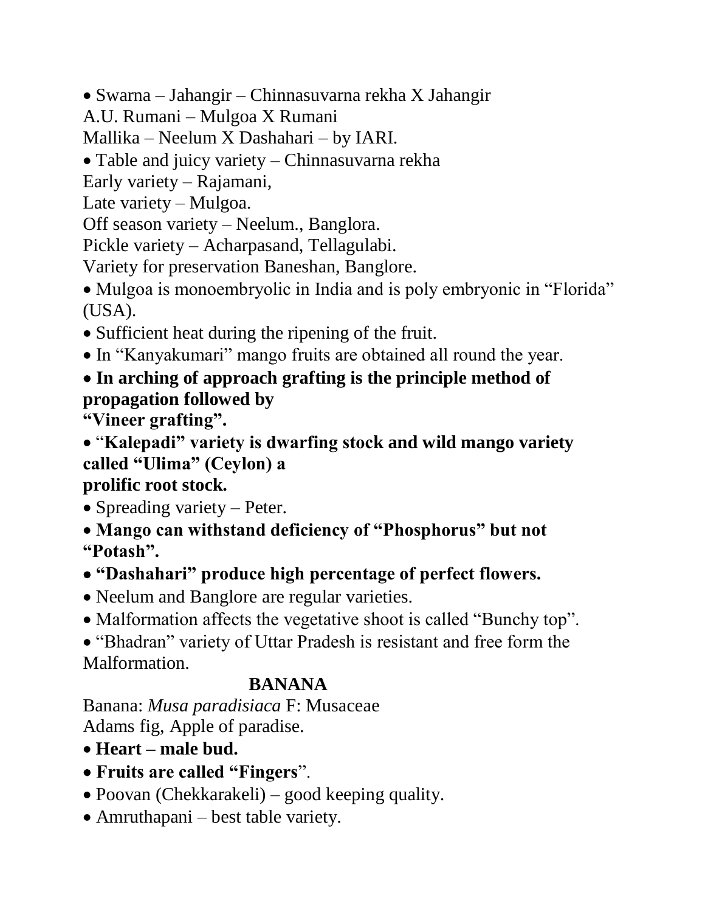- Swarna – Jahangir – Chinnasuvarna rekha X Jahangir

A.U. Rumani – Mulgoa X Rumani

Mallika – Neelum X Dashahari – by IARI.

- Table and juicy variety – Chinnasuvarna rekha

Early variety – Rajamani,

Late variety – Mulgoa.

Off season variety – Neelum., Banglora.

Pickle variety – Acharpasand, Tellagulabi.

Variety for preservation Baneshan, Banglore.

- Mulgoa is monoembryolic in India and is poly embryonic in "Florida" (USA).
- Sufficient heat during the ripening of the fruit.
- In "Kanyakumari" mango fruits are obtained all round the year.
- **In arching of approach grafting is the principle method of propagation followed by "Vineer grafting".**
- "**Kalepadi" variety is dwarfing stock and wild mango variety called "Ulima" (Ceylon) a prolific root stock.**
- Spreading variety – Peter.
- **Mango can withstand deficiency of "Phosphorus" but not "Potash".**
- **"Dashahari" produce high percentage of perfect flowers.**
- Neelum and Banglore are regular varieties.
- Malformation affects the vegetative shoot is called "Bunchy top".
- "Bhadran" variety of Uttar Pradesh is resistant and free form the Malformation.

## BANANA

Banana: *Musa paradisiaca* F: Musaceae

Adams fig, Apple of paradise.

- **Heart – male bud.**
- **Fruits are called "Fingers**".
- Poovan (Chekkarakeli) – good keeping quality.
- Amruthapani – best table variety.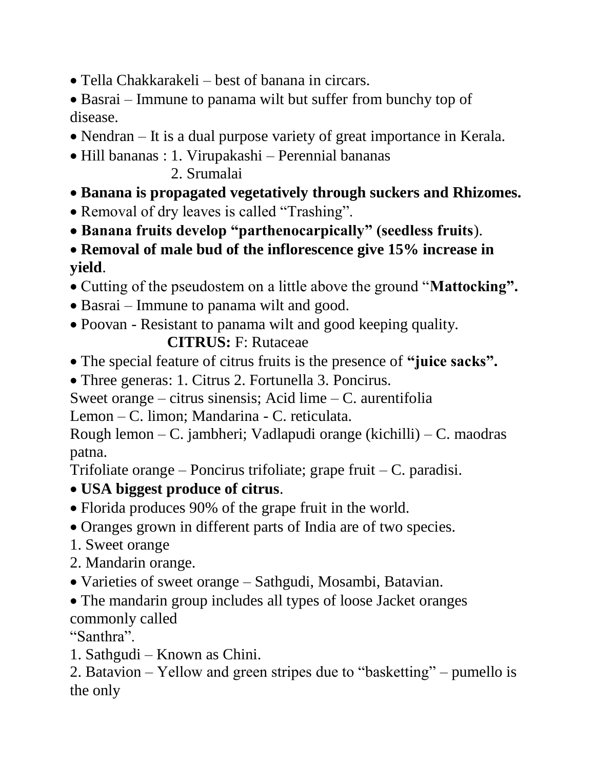- Tella Chakkarakeli – best of banana in circars.
- Basrai – Immune to panama wilt but suffer from bunchy top of disease.
- Nendran – It is a dual purpose variety of great importance in Kerala.
- Hill bananas : 1. Virupakashi – Perennial bananas
  2. Srumalai
- **Banana is propagated vegetatively through suckers and Rhizomes.**
- Removal of dry leaves is called "Trashing".
- **Banana fruits develop "parthenocarpically" (seedless fruits**).
- **Removal of male bud of the inflorescence give 15% increase in yield**.
- Cutting of the pseudostem on a little above the ground "**Mattocking".**
- Basrai – Immune to panama wilt and good.
- Poovan - Resistant to panama wilt and good keeping quality.

**CITRUS:** F: Rutaceae

- The special feature of citrus fruits is the presence of **"juice sacks".**
- Three generas: 1. Citrus 2. Fortunella 3. Poncirus.

Sweet orange – citrus sinensis; Acid lime – C. aurentifolia
Lemon – C. limon; Mandarina - C. reticulata.
Rough lemon – C. jambheri; Vadlapudi orange (kichilli) – C. maodras patna.
Trifoliate orange – Poncirus trifoliate; grape fruit – C. paradisi.

- **USA biggest produce of citrus**.
- Florida produces 90% of the grape fruit in the world.
- Oranges grown in different parts of India are of two species.

1. Sweet orange
2. Mandarin orange.

- Varieties of sweet orange – Sathgudi, Mosambi, Batavian.
- The mandarin group includes all types of loose Jacket oranges commonly called "Santhra".

1. Sathgudi – Known as Chini.
2. Batavion – Yellow and green stripes due to "basketting" – pumello is the only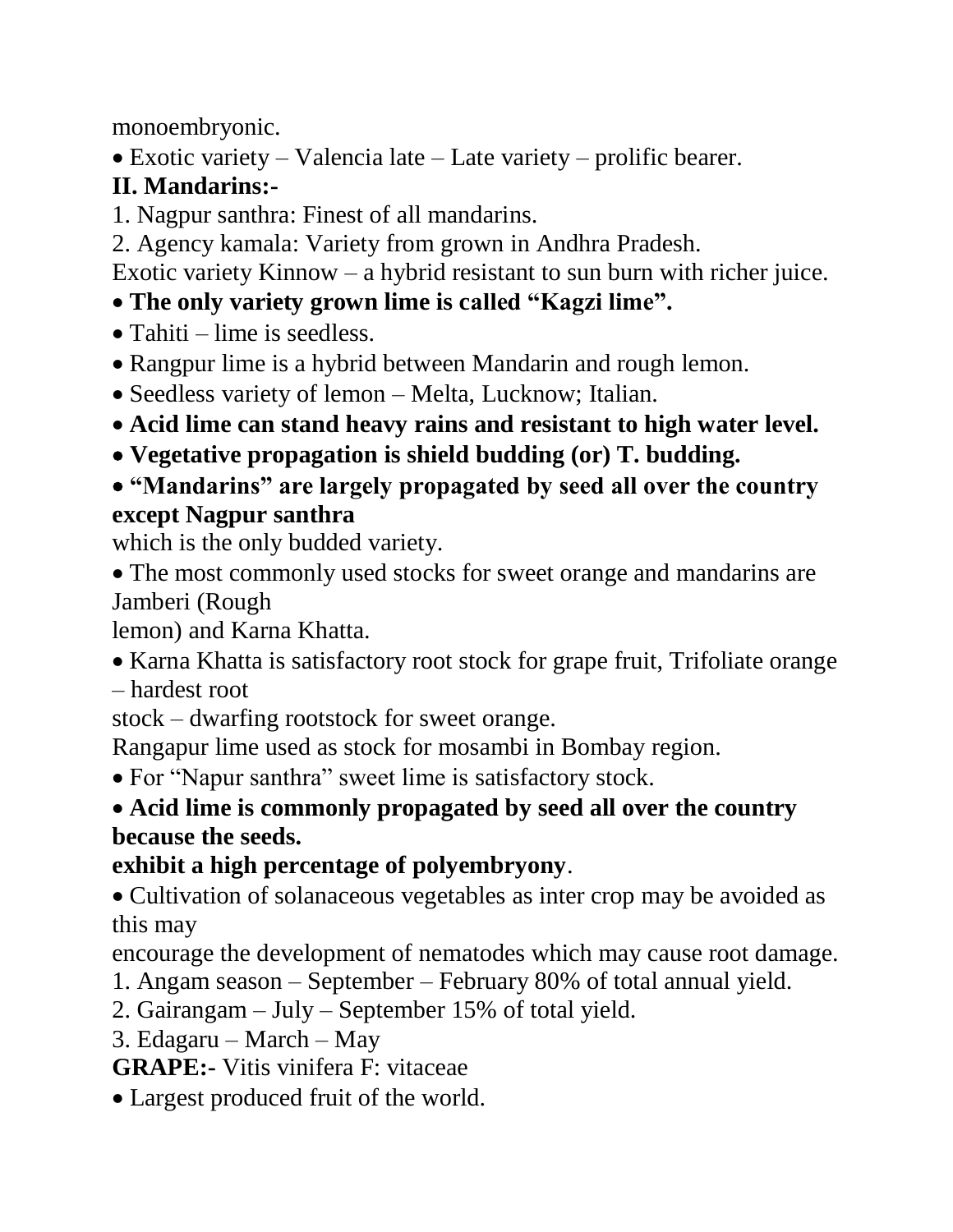monoembryonic.

- Exotic variety – Valencia late – Late variety – prolific bearer.

**II. Mandarins:-**

1. Nagpur santhra: Finest of all mandarins.
2. Agency kamala: Variety from grown in Andhra Pradesh.

Exotic variety Kinnow – a hybrid resistant to sun burn with richer juice.

- **The only variety grown lime is called "Kagzi lime".**
- Tahiti – lime is seedless.
- Rangpur lime is a hybrid between Mandarin and rough lemon.
- Seedless variety of lemon – Melta, Lucknow; Italian.
- **Acid lime can stand heavy rains and resistant to high water level.**
- **Vegetative propagation is shield budding (or) T. budding.**
- **"Mandarins" are largely propagated by seed all over the country except Nagpur santhra** which is the only budded variety.
- The most commonly used stocks for sweet orange and mandarins are Jamberi (Rough lemon) and Karna Khatta.
- Karna Khatta is satisfactory root stock for grape fruit, Trifoliate orange – hardest root stock – dwarfing rootstock for sweet orange.

Rangapur lime used as stock for mosambi in Bombay region.

- For "Napur santhra" sweet lime is satisfactory stock.
- **Acid lime is commonly propagated by seed all over the country because the seeds. exhibit a high percentage of polyembryony**.
- Cultivation of solanaceous vegetables as inter crop may be avoided as this may encourage the development of nematodes which may cause root damage.

1. Angam season – September – February 80% of total annual yield.
2. Gairangam – July – September 15% of total yield.
3. Edagaru – March – May

**GRAPE:-** Vitis vinifera F: vitaceae

- Largest produced fruit of the world.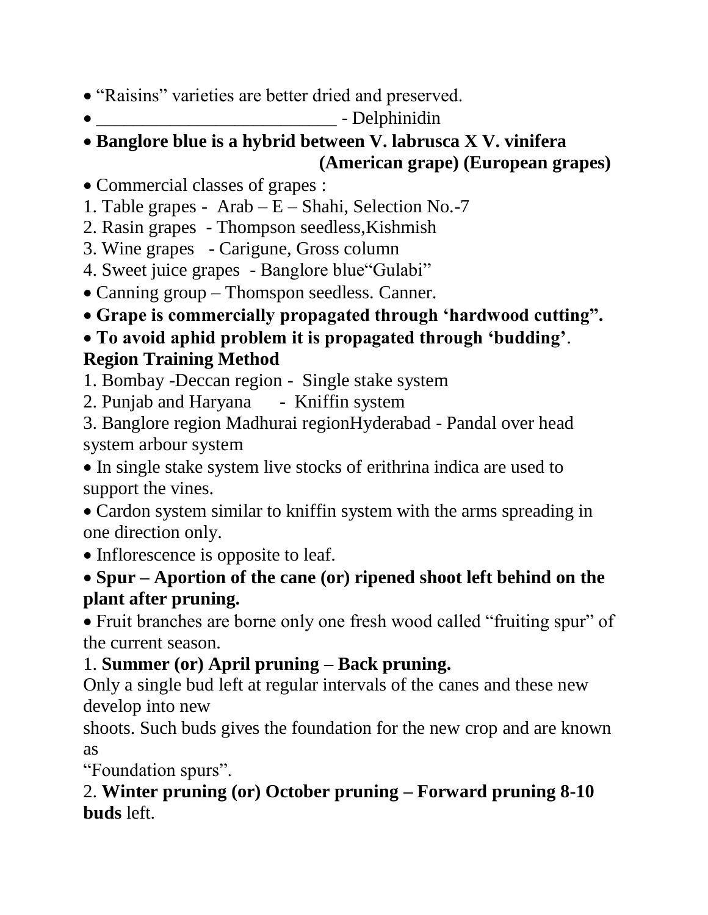- “Raisins” varieties are better dried and preserved.
- __________________________ - Delphinidin
- **Banglore blue is a hybrid between V. labrusca X V. vinifera (American grape) (European grapes)**
- Commercial classes of grapes :

1. Table grapes - Arab – E – Shahi, Selection No.-7
2. Rasin grapes - Thompson seedless,Kishmish
3. Wine grapes - Carigune, Gross column
4. Sweet juice grapes - Banglore blue“Gulabi”

- Canning group – Thomspon seedless. Canner.
- **Grape is commercially propagated through ‘hardwood cutting”.**
- **To avoid aphid problem it is propagated through ‘budding’**.

**Region Training Method**

1. Bombay -Deccan region - Single stake system
2. Punjab and Haryana - Kniffin system
3. Banglore region Madhurai regionHyderabad - Pandal over head system arbour system

- In single stake system live stocks of erithrina indica are used to support the vines.
- Cardon system similar to kniffin system with the arms spreading in one direction only.
- Inflorescence is opposite to leaf.
- **Spur – Aportion of the cane (or) ripened shoot left behind on the plant after pruning.**
- Fruit branches are borne only one fresh wood called “fruiting spur” of the current season.

1. **Summer (or) April pruning – Back pruning.**

Only a single bud left at regular intervals of the canes and these new develop into new
shoots. Such buds gives the foundation for the new crop and are known as
“Foundation spurs”.

2. **Winter pruning (or) October pruning – Forward pruning 8-10 buds** left.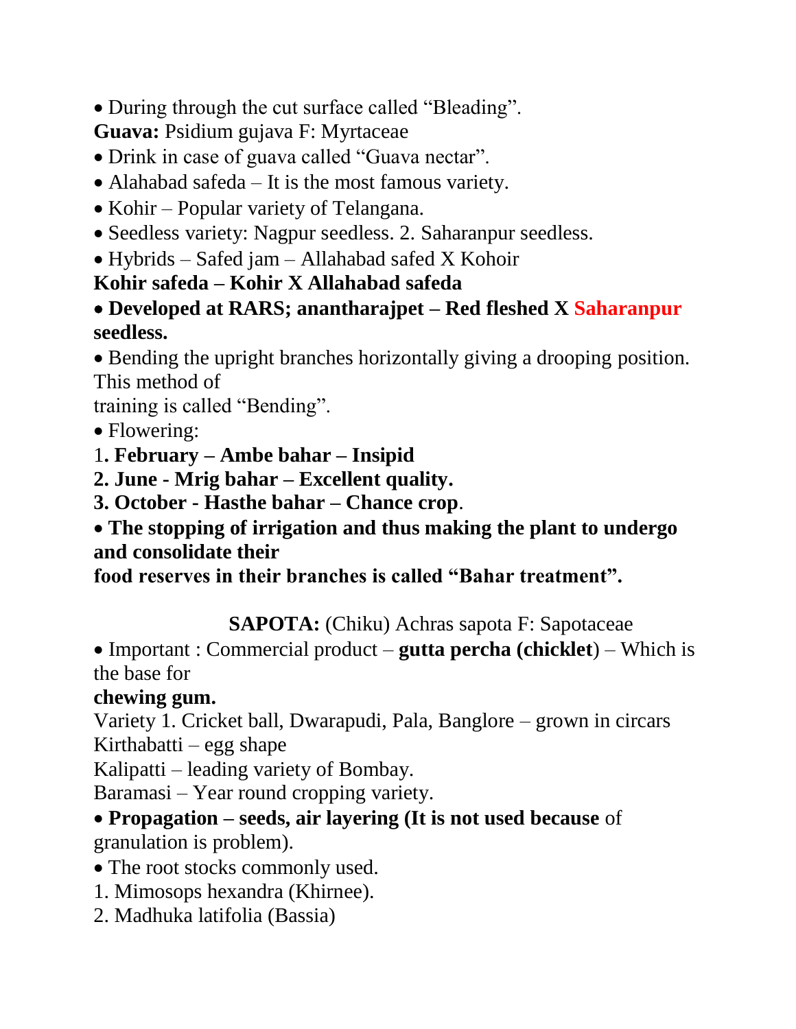- During through the cut surface called “Bleading”.

**Guava:** Psidium gujava F: Myrtaceae

- Drink in case of guava called “Guava nectar”.
- Alahabad safeda – It is the most famous variety.
- Kohir – Popular variety of Telangana.
- Seedless variety: Nagpur seedless. 2. Saharanpur seedless.
- Hybrids – Safed jam – Allahabad safed X Kohoir

**Kohir safeda – Kohir X Allahabad safeda**

- **Developed at RARS; anantharajpet – Red fleshed X Saharanpur seedless.**
- Bending the upright branches horizontally giving a drooping position. This method of training is called “Bending”.
- Flowering:

1. **February – Ambe bahar – Insipid**
2. **June - Mrig bahar – Excellent quality.**
3. **October - Hasthe bahar – Chance crop**.

- **The stopping of irrigation and thus making the plant to undergo and consolidate their food reserves in their branches is called “Bahar treatment”.**

**SAPOTA:** (Chiku) Achras sapota F: Sapotaceae

- Important : Commercial product – **gutta percha (chicklet**) – Which is the base for **chewing gum.**

Variety 1. Cricket ball, Dwarapudi, Pala, Banglore – grown in circars

Kirthabatti – egg shape

Kalipatti – leading variety of Bombay.

Baramasi – Year round cropping variety.

- **Propagation – seeds, air layering (It is not used because** of granulation is problem).
- The root stocks commonly used.

1. Mimosops hexandra (Khirnee).
2. Madhuka latifolia (Bassia)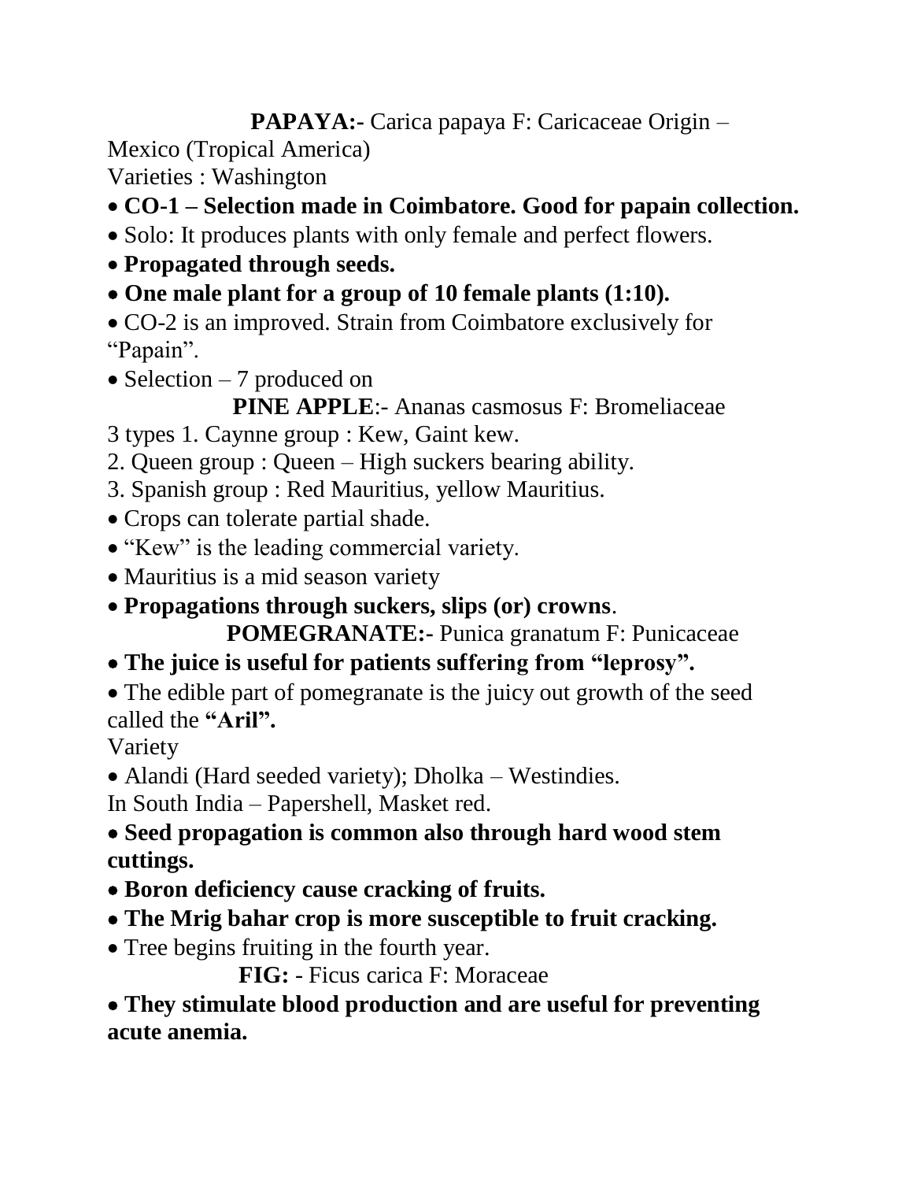**PAPAYA:-** Carica papaya F: Caricaceae Origin – Mexico (Tropical America)

Varieties : Washington

- **CO-1 – Selection made in Coimbatore. Good for papain collection.**
- Solo: It produces plants with only female and perfect flowers.
- **Propagated through seeds.**
- **One male plant for a group of 10 female plants (1:10).**
- CO-2 is an improved. Strain from Coimbatore exclusively for “Papain”.
- Selection – 7 produced on

**PINE APPLE**:- Ananas casmosus F: Bromeliaceae

3 types 1. Caynne group : Kew, Gaint kew.

2. Queen group : Queen – High suckers bearing ability.

3. Spanish group : Red Mauritius, yellow Mauritius.

- Crops can tolerate partial shade.
- “Kew” is the leading commercial variety.
- Mauritius is a mid season variety
- **Propagations through suckers, slips (or) crowns**.

**POMEGRANATE:-** Punica granatum F: Punicaceae

- **The juice is useful for patients suffering from “leprosy”.**
- The edible part of pomegranate is the juicy out growth of the seed called the **“Aril”.**

Variety

- Alandi (Hard seeded variety); Dholka – Westindies.

In South India – Papershell, Masket red.

- **Seed propagation is common also through hard wood stem cuttings.**
- **Boron deficiency cause cracking of fruits.**
- **The Mrig bahar crop is more susceptible to fruit cracking.**
- Tree begins fruiting in the fourth year.

**FIG:** - Ficus carica F: Moraceae

- **They stimulate blood production and are useful for preventing acute anemia.**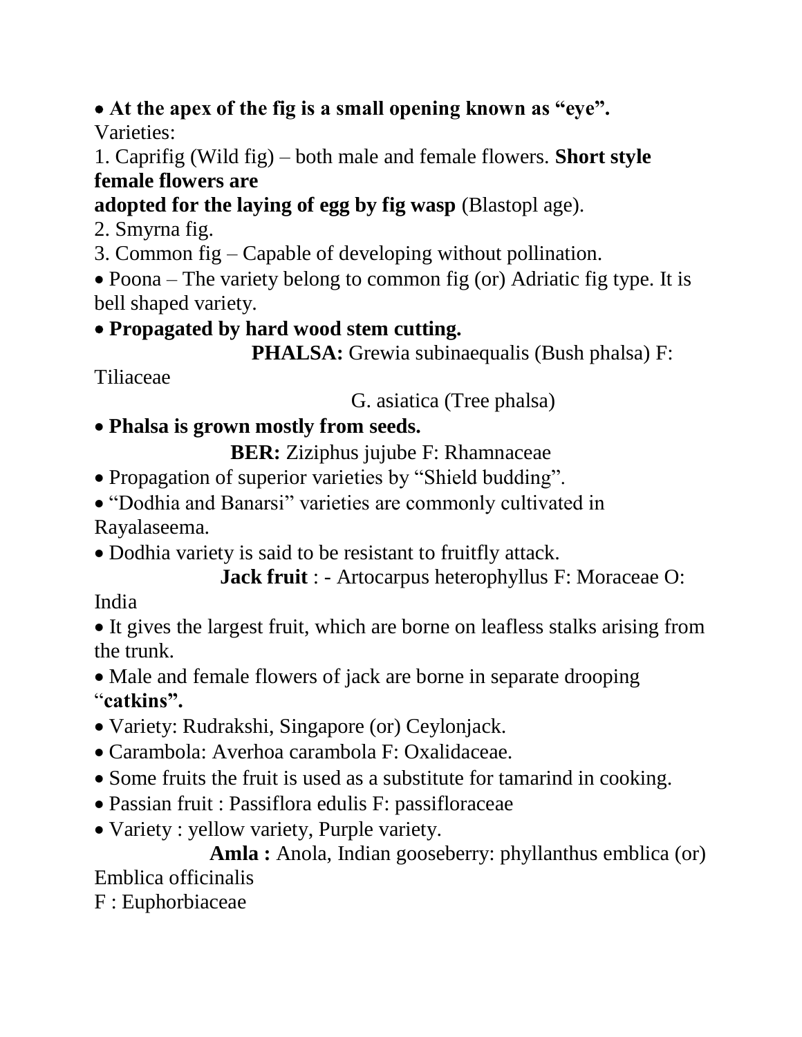- **At the apex of the fig is a small opening known as "eye".**

Varieties:

1. Caprifig (Wild fig) – both male and female flowers. **Short style female flowers are adopted for the laying of egg by fig wasp** (Blastopl age).
2. Smyrna fig.
3. Common fig – Capable of developing without pollination.

- Poona – The variety belong to common fig (or) Adriatic fig type. It is bell shaped variety.
- **Propagated by hard wood stem cutting.**

**PHALSA:** Grewia subinaequalis (Bush phalsa) F: Tiliaceae

G. asiatica (Tree phalsa)

- **Phalsa is grown mostly from seeds.**

**BER:** Ziziphus jujube F: Rhamnaceae

- Propagation of superior varieties by "Shield budding".
- "Dodhia and Banarsi" varieties are commonly cultivated in Rayalaseema.
- Dodhia variety is said to be resistant to fruitfly attack.

**Jack fruit** : - Artocarpus heterophyllus F: Moraceae O: India

- It gives the largest fruit, which are borne on leafless stalks arising from the trunk.
- Male and female flowers of jack are borne in separate drooping "**catkins".**
- Variety: Rudrakshi, Singapore (or) Ceylonjack.
- Carambola: Averhoa carambola F: Oxalidaceae.
- Some fruits the fruit is used as a substitute for tamarind in cooking.
- Passian fruit : Passiflora edulis F: passifloraceae
- Variety : yellow variety, Purple variety.

**Amla :** Anola, Indian gooseberry: phyllanthus emblica (or) Emblica officinalis

F : Euphorbiaceae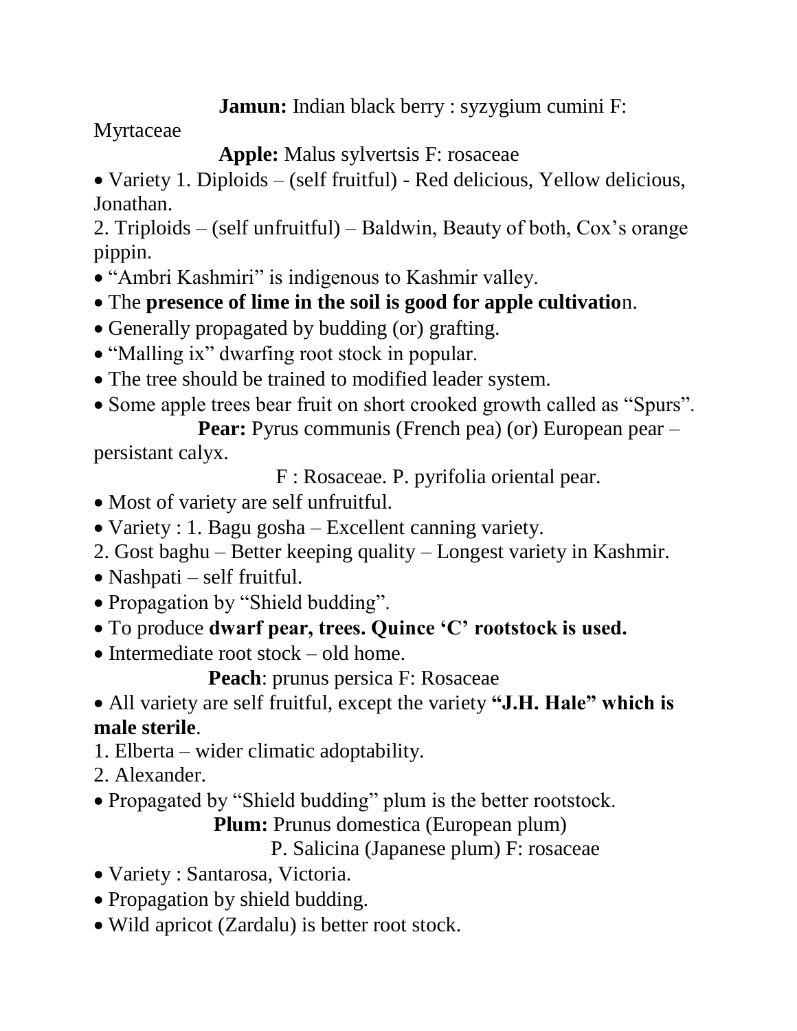**Jamun:** Indian black berry : syzygium cumini F: Myrtaceae

**Apple:** Malus sylvertsis F: rosaceae

- Variety 1. Diploids – (self fruitful) - Red delicious, Yellow delicious, Jonathan.

2. Triploids – (self unfruitful) – Baldwin, Beauty of both, Cox's orange pippin.

- "Ambri Kashmiri" is indigenous to Kashmir valley.
- The **presence of lime in the soil is good for apple cultivatio**n.
- Generally propagated by budding (or) grafting.
- "Malling ix" dwarfing root stock in popular.
- The tree should be trained to modified leader system.
- Some apple trees bear fruit on short crooked growth called as "Spurs".

**Pear:** Pyrus communis (French pea) (or) European pear – persistant calyx.

F : Rosaceae. P. pyrifolia oriental pear.

- Most of variety are self unfruitful.
- Variety : 1. Bagu gosha – Excellent canning variety.

2. Gost baghu – Better keeping quality – Longest variety in Kashmir.

- Nashpati – self fruitful.
- Propagation by "Shield budding".
- To produce **dwarf pear, trees. Quince 'C' rootstock is used.**
- Intermediate root stock – old home.

**Peach**: prunus persica F: Rosaceae

- All variety are self fruitful, except the variety **"J.H. Hale" which is male sterile**.

1. Elberta – wider climatic adoptability.
2. Alexander.

- Propagated by "Shield budding" plum is the better rootstock.

**Plum:** Prunus domestica (European plum)

P. Salicina (Japanese plum) F: rosaceae

- Variety : Santarosa, Victoria.
- Propagation by shield budding.
- Wild apricot (Zardalu) is better root stock.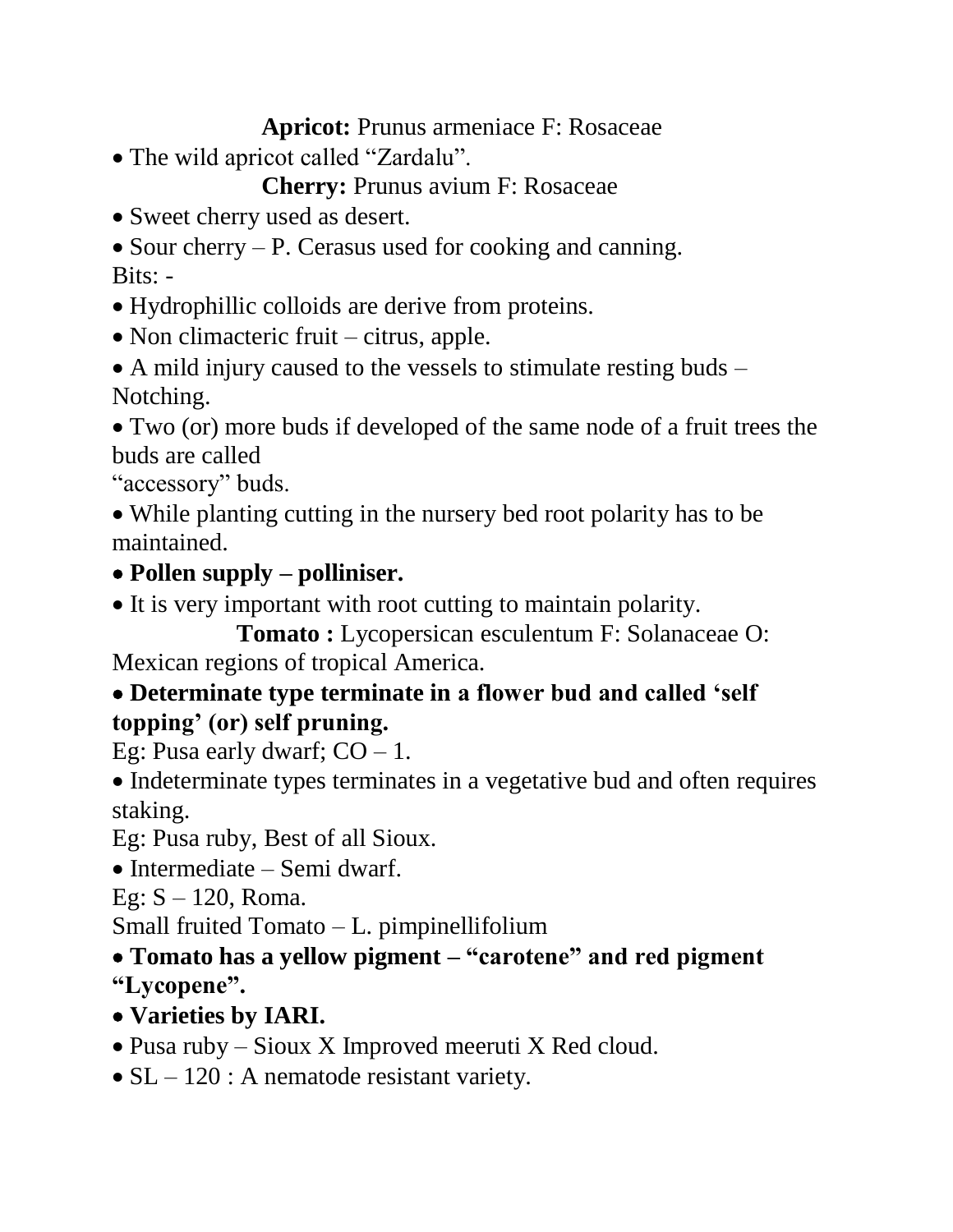**Apricot:** Prunus armeniace F: Rosaceae

- The wild apricot called "Zardalu".

**Cherry:** Prunus avium F: Rosaceae

- Sweet cherry used as desert.
- Sour cherry – P. Cerasus used for cooking and canning.

Bits: -

- Hydrophillic colloids are derive from proteins.
- Non climacteric fruit – citrus, apple.
- A mild injury caused to the vessels to stimulate resting buds – Notching.
- Two (or) more buds if developed of the same node of a fruit trees the buds are called "accessory" buds.
- While planting cutting in the nursery bed root polarity has to be maintained.
- **Pollen supply – polliniser.**
- It is very important with root cutting to maintain polarity.

**Tomato :** Lycopersican esculentum F: Solanaceae O: Mexican regions of tropical America.

- **Determinate type terminate in a flower bud and called 'self topping' (or) self pruning.**

Eg: Pusa early dwarf; CO – 1.

- Indeterminate types terminates in a vegetative bud and often requires staking.

Eg: Pusa ruby, Best of all Sioux.

- Intermediate – Semi dwarf.

Eg: S – 120, Roma.

Small fruited Tomato – L. pimpinellifolium

- **Tomato has a yellow pigment – "carotene" and red pigment "Lycopene".**
- **Varieties by IARI.**
- Pusa ruby – Sioux X Improved meeruti X Red cloud.
- SL – 120 : A nematode resistant variety.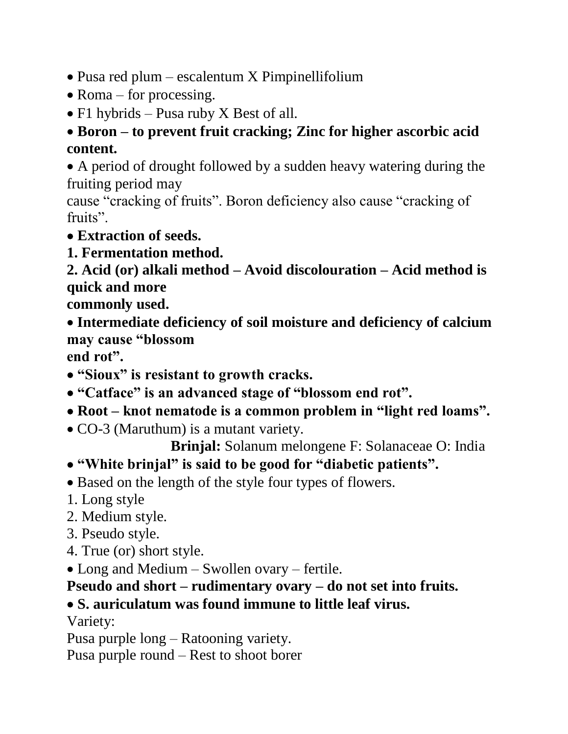- Pusa red plum – escalentum X Pimpinellifolium
- Roma – for processing.
- F1 hybrids – Pusa ruby X Best of all.
- **Boron – to prevent fruit cracking; Zinc for higher ascorbic acid content.**
- A period of drought followed by a sudden heavy watering during the fruiting period may cause "cracking of fruits". Boron deficiency also cause "cracking of fruits".
- **Extraction of seeds.**

**1. Fermentation method.**

**2. Acid (or) alkali method – Avoid discolouration – Acid method is quick and more commonly used.**

- **Intermediate deficiency of soil moisture and deficiency of calcium may cause "blossom end rot".**
- **"Sioux" is resistant to growth cracks.**
- **"Catface" is an advanced stage of "blossom end rot".**
- **Root – knot nematode is a common problem in "light red loams".**
- CO-3 (Maruthum) is a mutant variety.

**Brinjal:** Solanum melongene F: Solanaceae O: India

- **"White brinjal" is said to be good for "diabetic patients".**
- Based on the length of the style four types of flowers.

1. Long style
2. Medium style.
3. Pseudo style.
4. True (or) short style.

- Long and Medium – Swollen ovary – fertile.

**Pseudo and short – rudimentary ovary – do not set into fruits.**

- **S. auriculatum was found immune to little leaf virus.**

Variety:

Pusa purple long – Ratooning variety.

Pusa purple round – Rest to shoot borer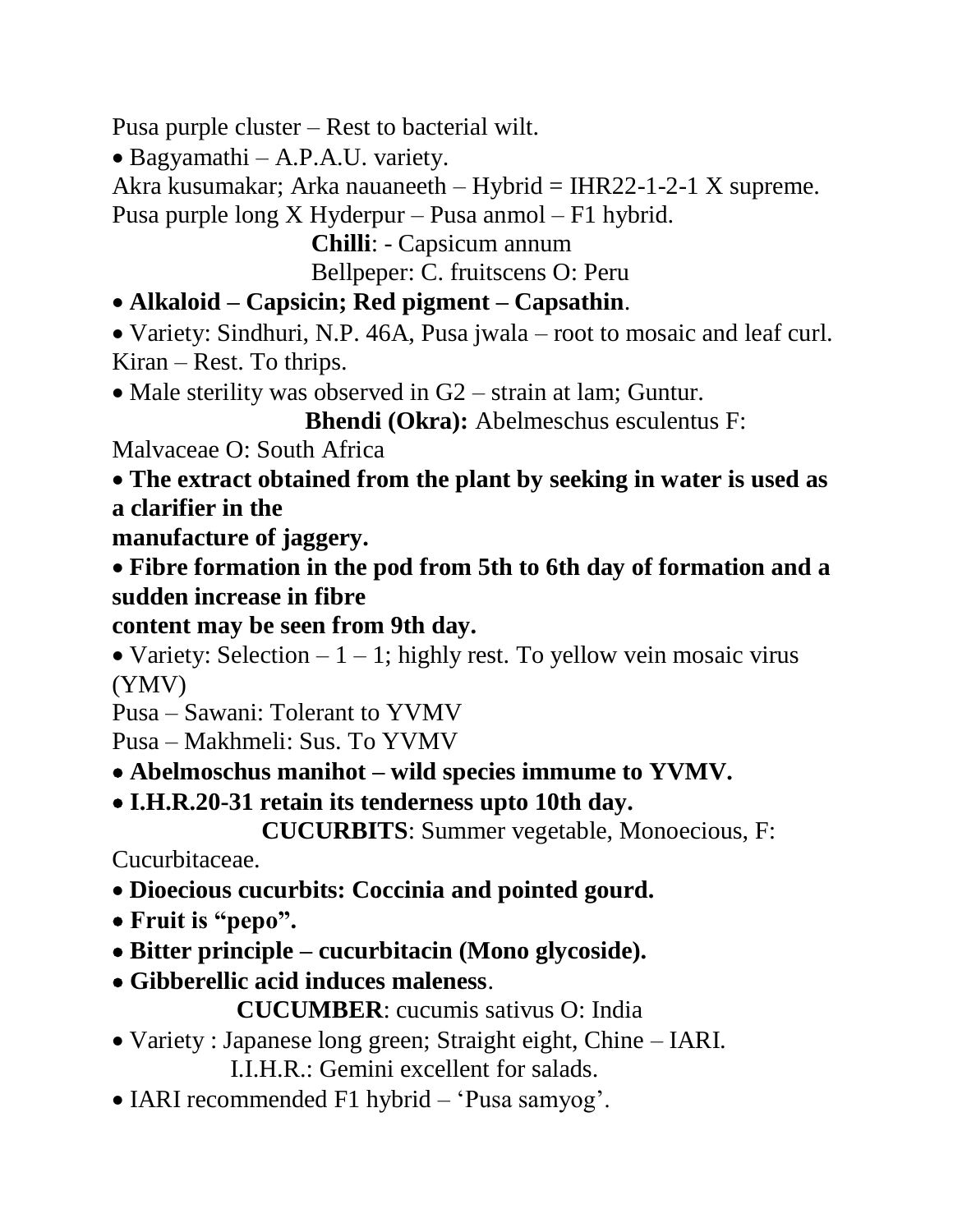Pusa purple cluster – Rest to bacterial wilt.

- Bagyamathi – A.P.A.U. variety.

Akra kusumakar; Arka nauaneeth – Hybrid = IHR22-1-2-1 X supreme.
Pusa purple long X Hyderpur – Pusa anmol – F1 hybrid.

**Chilli**: - Capsicum annum
Bellpeper: C. fruitscens O: Peru

- **Alkaloid – Capsicin; Red pigment – Capsathin**.
- Variety: Sindhuri, N.P. 46A, Pusa jwala – root to mosaic and leaf curl.

Kiran – Rest. To thrips.

- Male sterility was observed in G2 – strain at lam; Guntur.

**Bhendi (Okra):** Abelmeschus esculentus F: Malvaceae O: South Africa

- **The extract obtained from the plant by seeking in water is used as a clarifier in the manufacture of jaggery.**
- **Fibre formation in the pod from 5th to 6th day of formation and a sudden increase in fibre content may be seen from 9th day.**
- Variety: Selection – 1 – 1; highly rest. To yellow vein mosaic virus (YMV)

Pusa – Sawani: Tolerant to YVMV
Pusa – Makhmeli: Sus. To YVMV

- **Abelmoschus manihot – wild species immume to YVMV.**
- **I.H.R.20-31 retain its tenderness upto 10th day.**

**CUCURBITS**: Summer vegetable, Monoecious, F: Cucurbitaceae.

- **Dioecious cucurbits: Coccinia and pointed gourd.**
- **Fruit is "pepo".**
- **Bitter principle – cucurbitacin (Mono glycoside).**
- **Gibberellic acid induces maleness**.

**CUCUMBER**: cucumis sativus O: India

- Variety : Japanese long green; Straight eight, Chine – IARI.
  I.I.H.R.: Gemini excellent for salads.
- IARI recommended F1 hybrid – 'Pusa samyog'.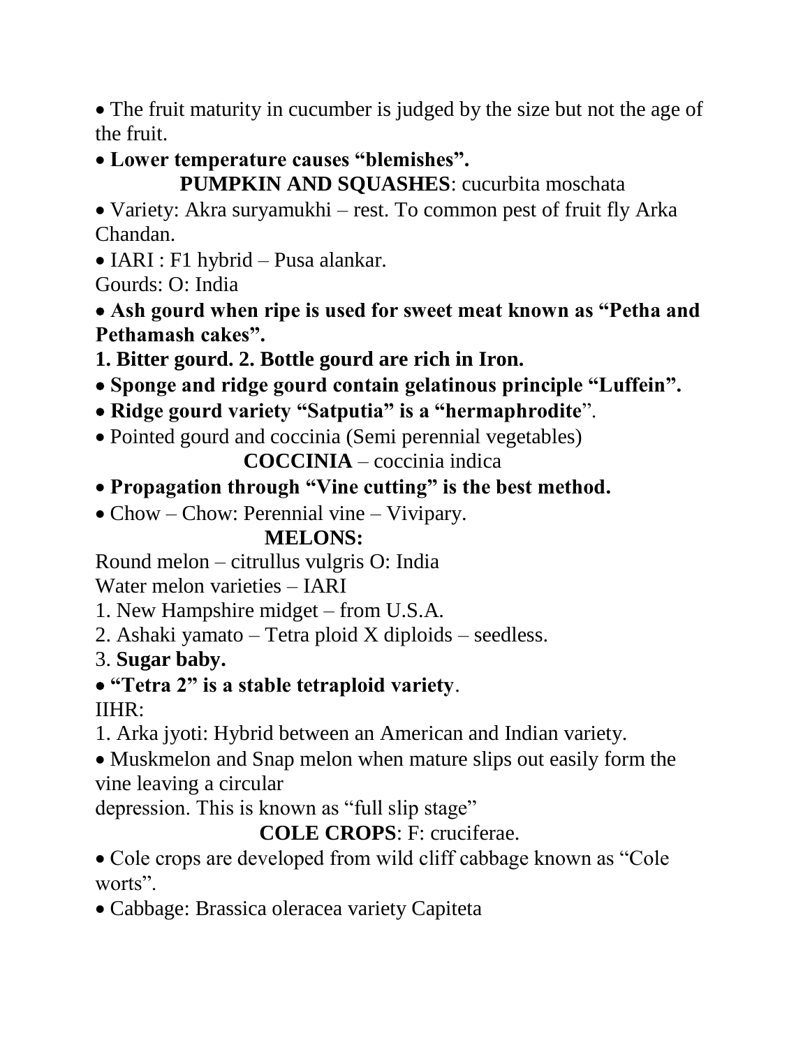- The fruit maturity in cucumber is judged by the size but not the age of the fruit.
- **Lower temperature causes "blemishes".**

**PUMPKIN AND SQUASHES**: cucurbita moschata

- Variety: Akra suryamukhi – rest. To common pest of fruit fly Arka Chandan.
- IARI : F1 hybrid – Pusa alankar.

Gourds: O: India

- **Ash gourd when ripe is used for sweet meat known as "Petha and Pethamash cakes".**

**1. Bitter gourd. 2. Bottle gourd are rich in Iron.**

- **Sponge and ridge gourd contain gelatinous principle "Luffein".**
- **Ridge gourd variety "Satputia" is a "hermaphrodite**".
- Pointed gourd and coccinia (Semi perennial vegetables)

**COCCINIA** – coccinia indica

- **Propagation through "Vine cutting" is the best method.**
- Chow – Chow: Perennial vine – Vivipary.

**MELONS:**

Round melon – citrullus vulgris O: India

Water melon varieties – IARI

1. New Hampshire midget – from U.S.A.
2. Ashaki yamato – Tetra ploid X diploids – seedless.
3. **Sugar baby.**

- **"Tetra 2" is a stable tetraploid variety**.

IIHR:

1. Arka jyoti: Hybrid between an American and Indian variety.

- Muskmelon and Snap melon when mature slips out easily form the vine leaving a circular depression. This is known as "full slip stage"

**COLE CROPS**: F: cruciferae.

- Cole crops are developed from wild cliff cabbage known as "Cole worts".
- Cabbage: Brassica oleracea variety Capiteta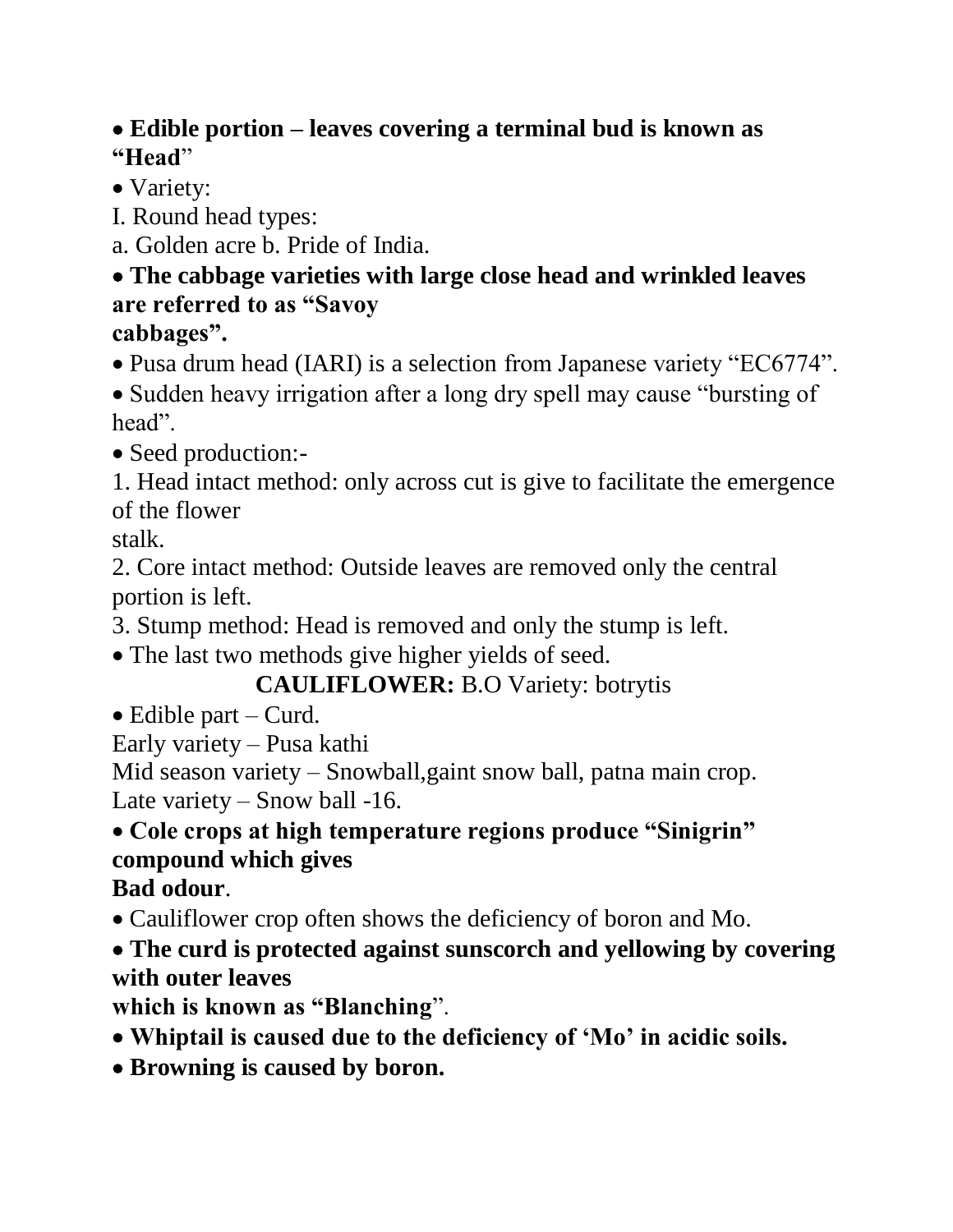- **Edible portion – leaves covering a terminal bud is known as "Head**"
- Variety:

I. Round head types:

a. Golden acre b. Pride of India.

- **The cabbage varieties with large close head and wrinkled leaves are referred to as "Savoy cabbages".**
- Pusa drum head (IARI) is a selection from Japanese variety "EC6774".
- Sudden heavy irrigation after a long dry spell may cause "bursting of head".
- Seed production:-

1. Head intact method: only across cut is give to facilitate the emergence of the flower stalk.
2. Core intact method: Outside leaves are removed only the central portion is left.
3. Stump method: Head is removed and only the stump is left.

- The last two methods give higher yields of seed.

**CAULIFLOWER:** B.O Variety: botrytis

- Edible part – Curd.

Early variety – Pusa kathi

Mid season variety – Snowball,gaint snow ball, patna main crop.

Late variety – Snow ball -16.

- **Cole crops at high temperature regions produce "Sinigrin" compound which gives Bad odour**.
- Cauliflower crop often shows the deficiency of boron and Mo.
- **The curd is protected against sunscorch and yellowing by covering with outer leaves which is known as "Blanching**".
- **Whiptail is caused due to the deficiency of 'Mo' in acidic soils.**
- **Browning is caused by boron.**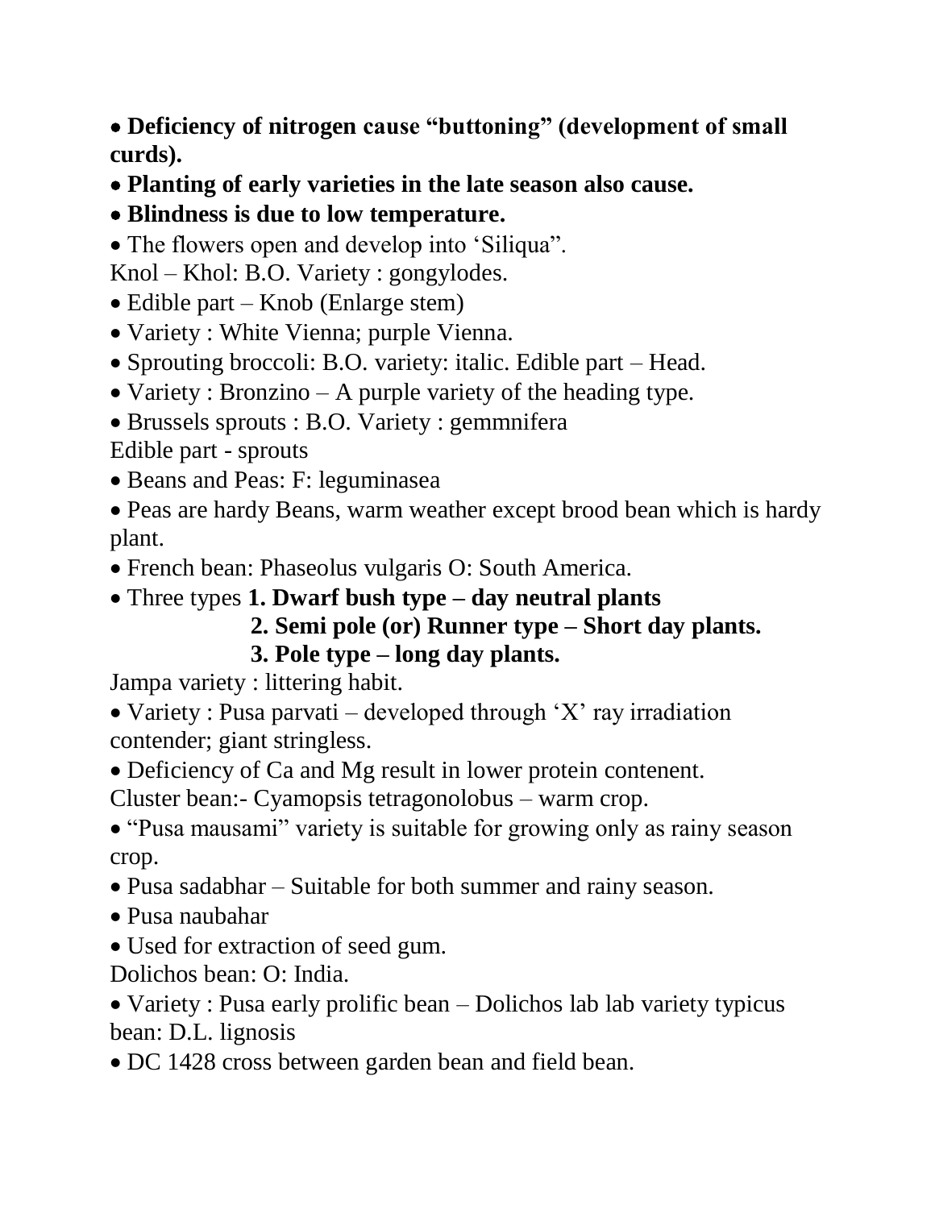- **Deficiency of nitrogen cause "buttoning" (development of small curds).**
- **Planting of early varieties in the late season also cause.**
- **Blindness is due to low temperature.**
- The flowers open and develop into 'Siliqua".

Knol – Khol: B.O. Variety : gongylodes.

- Edible part – Knob (Enlarge stem)
- Variety : White Vienna; purple Vienna.
- Sprouting broccoli: B.O. variety: italic. Edible part – Head.
- Variety : Bronzino – A purple variety of the heading type.
- Brussels sprouts : B.O. Variety : gemmnifera

Edible part - sprouts

- Beans and Peas: F: leguminasea
- Peas are hardy Beans, warm weather except brood bean which is hardy plant.
- French bean: Phaseolus vulgaris O: South America.
- Three types **1. Dwarf bush type – day neutral plants**
  **2. Semi pole (or) Runner type – Short day plants.**
  **3. Pole type – long day plants.**

Jampa variety : littering habit.

- Variety : Pusa parvati – developed through 'X' ray irradiation contender; giant stringless.
- Deficiency of Ca and Mg result in lower protein contenent.

Cluster bean:- Cyamopsis tetragonolobus – warm crop.

- "Pusa mausami" variety is suitable for growing only as rainy season crop.
- Pusa sadabhar – Suitable for both summer and rainy season.
- Pusa naubahar
- Used for extraction of seed gum.

Dolichos bean: O: India.

- Variety : Pusa early prolific bean – Dolichos lab lab variety typicus bean: D.L. lignosis
- DC 1428 cross between garden bean and field bean.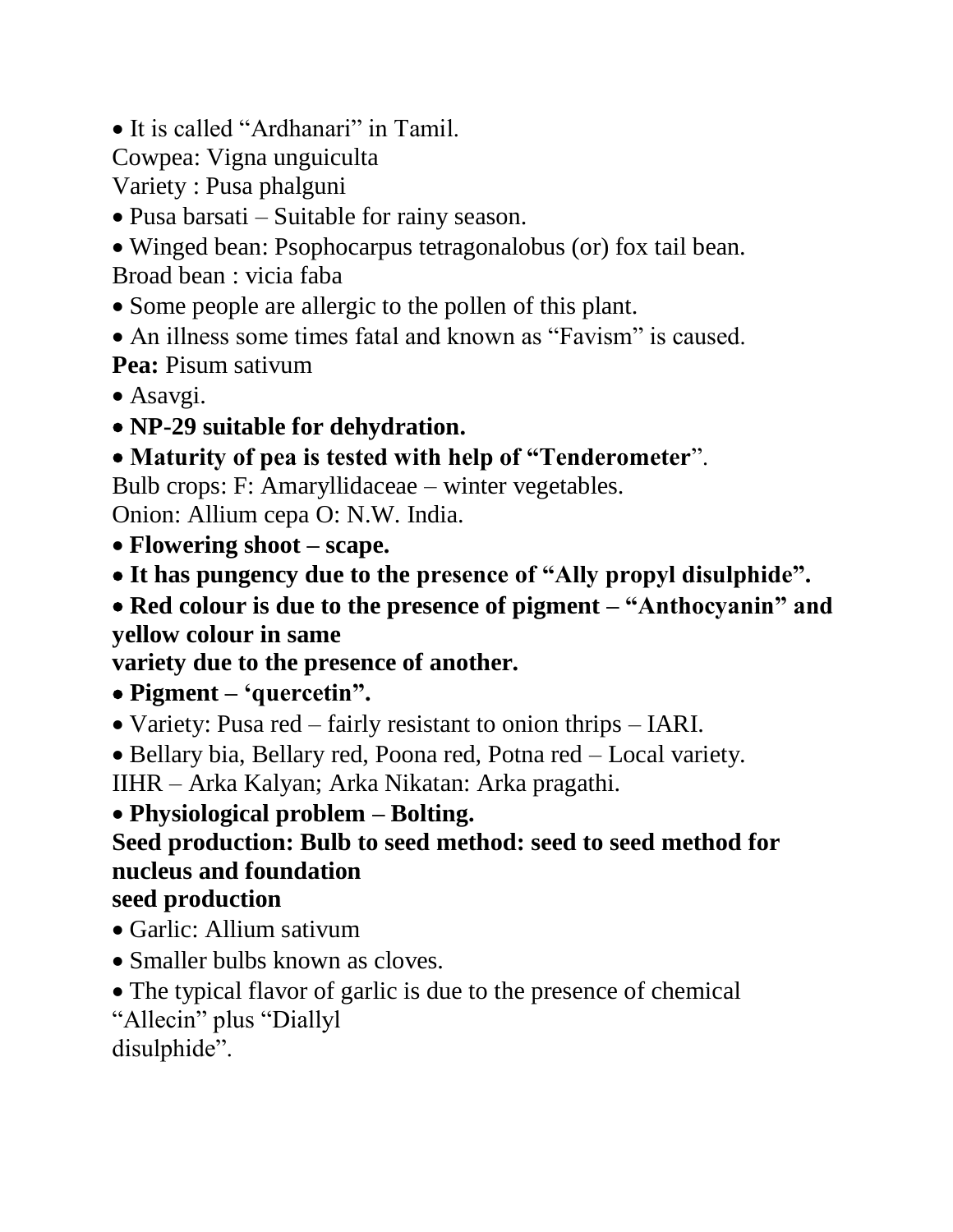- It is called “Ardhanari” in Tamil.

Cowpea: Vigna unguiculta

Variety : Pusa phalguni

- Pusa barsati – Suitable for rainy season.
- Winged bean: Psophocarpus tetragonalobus (or) fox tail bean.

Broad bean : vicia faba

- Some people are allergic to the pollen of this plant.
- An illness some times fatal and known as “Favism” is caused.

**Pea:** Pisum sativum

- Asavgi.
- **NP-29 suitable for dehydration.**
- **Maturity of pea is tested with help of “Tenderometer**”.

Bulb crops: F: Amaryllidaceae – winter vegetables.

Onion: Allium cepa O: N.W. India.

- **Flowering shoot – scape.**
- **It has pungency due to the presence of “Ally propyl disulphide”.**
- **Red colour is due to the presence of pigment – “Anthocyanin” and yellow colour in same variety due to the presence of another.**
- **Pigment – ‘quercetin”.**
- Variety: Pusa red – fairly resistant to onion thrips – IARI.
- Bellary bia, Bellary red, Poona red, Potna red – Local variety.

IIHR – Arka Kalyan; Arka Nikatan: Arka pragathi.

- **Physiological problem – Bolting.**

**Seed production: Bulb to seed method: seed to seed method for nucleus and foundation seed production**

- Garlic: Allium sativum
- Smaller bulbs known as cloves.
- The typical flavor of garlic is due to the presence of chemical “Allecin” plus “Diallyl disulphide”.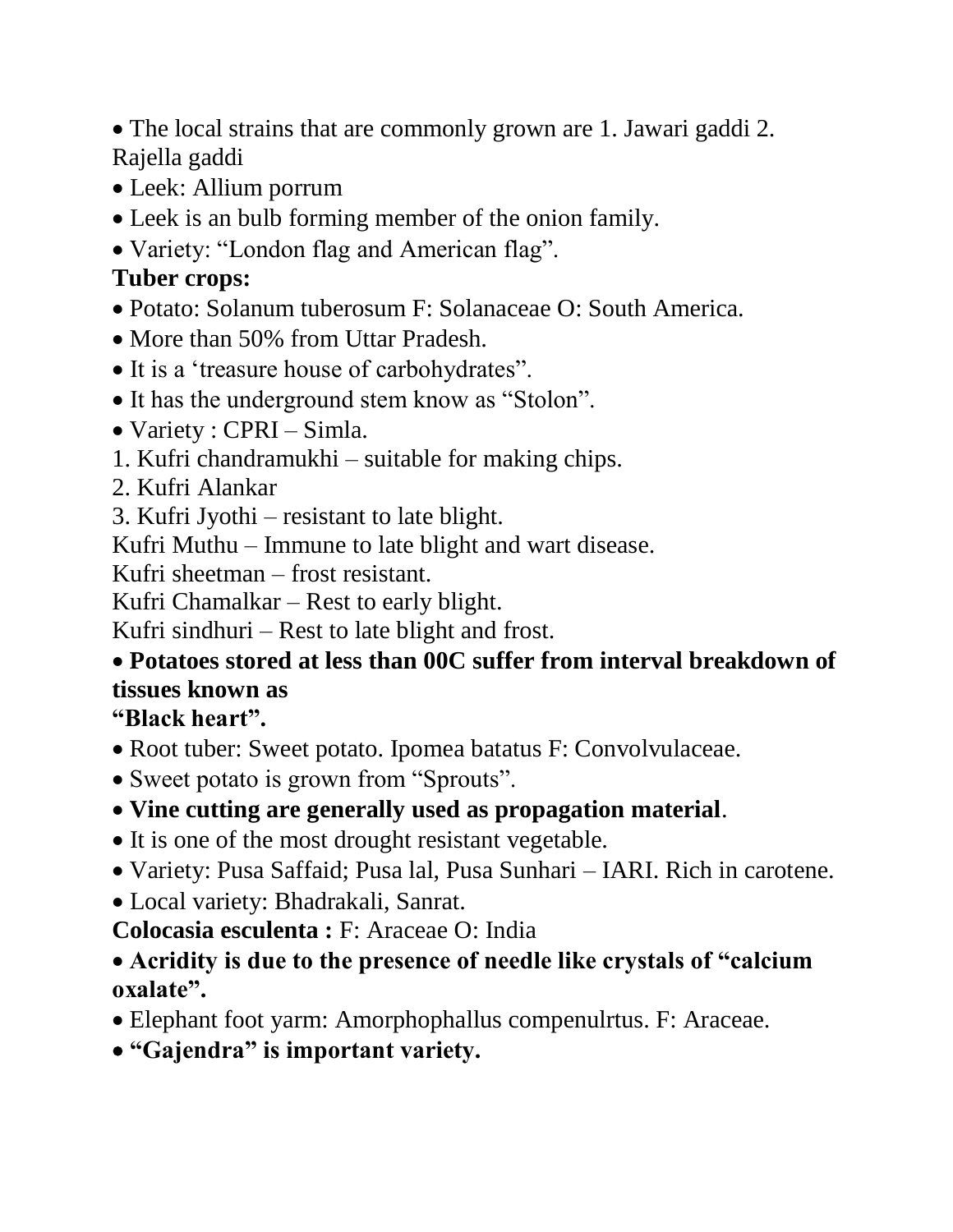- The local strains that are commonly grown are 1. Jawari gaddi 2. Rajella gaddi
- Leek: Allium porrum
- Leek is an bulb forming member of the onion family.
- Variety: "London flag and American flag".

**Tuber crops:**

- Potato: Solanum tuberosum F: Solanaceae O: South America.
- More than 50% from Uttar Pradesh.
- It is a 'treasure house of carbohydrates".
- It has the underground stem know as "Stolon".
- Variety : CPRI – Simla.

1. Kufri chandramukhi – suitable for making chips.
2. Kufri Alankar
3. Kufri Jyothi – resistant to late blight.

Kufri Muthu – Immune to late blight and wart disease.

Kufri sheetman – frost resistant.

Kufri Chamalkar – Rest to early blight.

Kufri sindhuri – Rest to late blight and frost.

- **Potatoes stored at less than 00C suffer from interval breakdown of tissues known as "Black heart".**
- Root tuber: Sweet potato. Ipomea batatus F: Convolvulaceae.
- Sweet potato is grown from "Sprouts".
- **Vine cutting are generally used as propagation material**.
- It is one of the most drought resistant vegetable.
- Variety: Pusa Saffaid; Pusa lal, Pusa Sunhari – IARI. Rich in carotene.
- Local variety: Bhadrakali, Sanrat.

**Colocasia esculenta :** F: Araceae O: India

- **Acridity is due to the presence of needle like crystals of "calcium oxalate".**
- Elephant foot yarm: Amorphophallus compenulrtus. F: Araceae.
- **"Gajendra" is important variety.**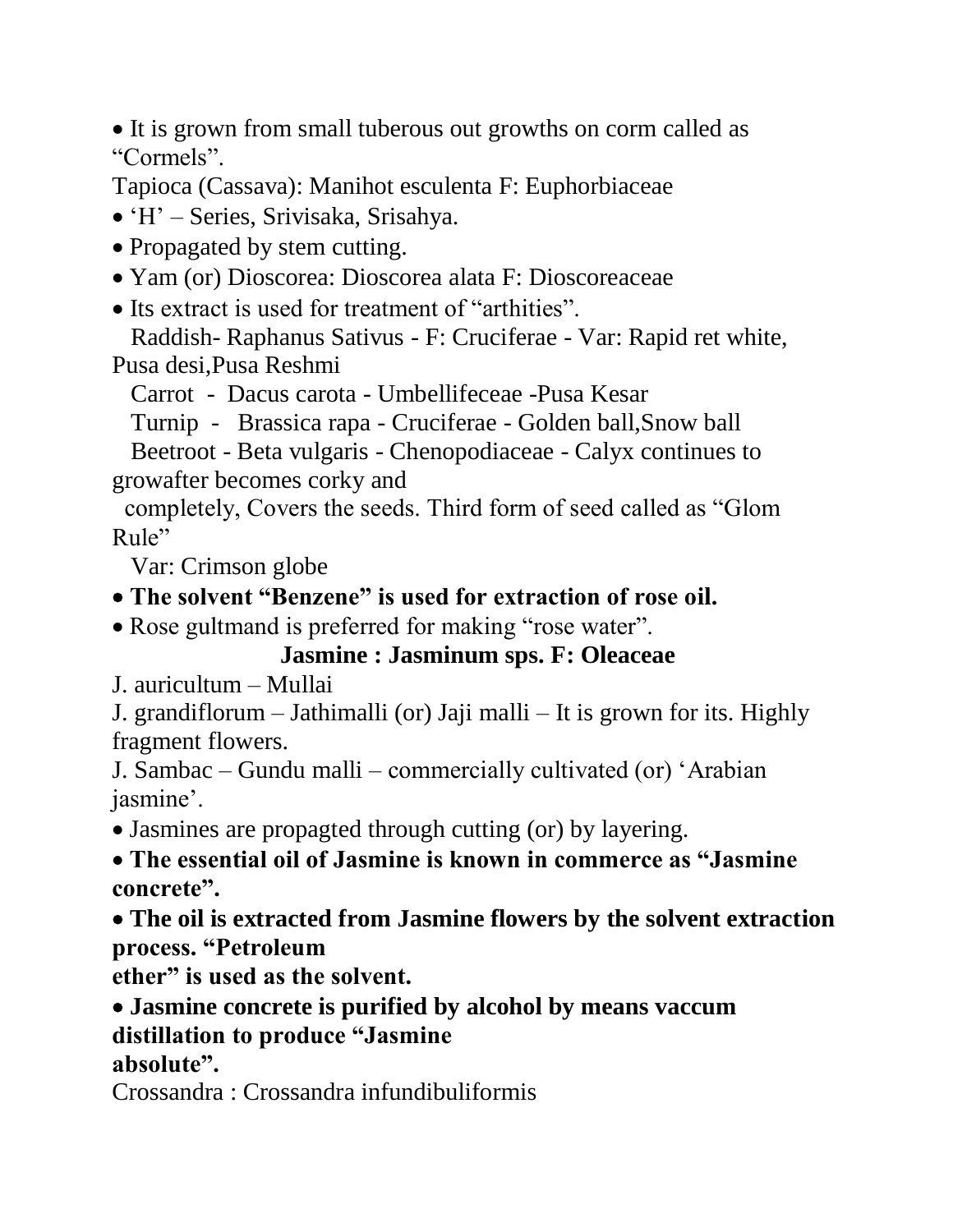- It is grown from small tuberous out growths on corm called as "Cormels".

Tapioca (Cassava): Manihot esculenta F: Euphorbiaceae

- 'H' – Series, Srivisaka, Srisahya.
- Propagated by stem cutting.
- Yam (or) Dioscorea: Dioscorea alata F: Dioscoreaceae
- Its extract is used for treatment of "arthities".

Raddish- Raphanus Sativus - F: Cruciferae - Var: Rapid ret white, Pusa desi,Pusa Reshmi

Carrot - Dacus carota - Umbellifeceae -Pusa Kesar

Turnip - Brassica rapa - Cruciferae - Golden ball,Snow ball

Beetroot - Beta vulgaris - Chenopodiaceae - Calyx continues to growafter becomes corky and completely, Covers the seeds. Third form of seed called as "Glom Rule"

Var: Crimson globe

- **The solvent "Benzene" is used for extraction of rose oil.**
- Rose gultmand is preferred for making "rose water".

### Jasmine : Jasminum sps. F: Oleaceae

J. auricultum – Mullai

J. grandiflorum – Jathimalli (or) Jaji malli – It is grown for its. Highly fragment flowers.

J. Sambac – Gundu malli – commercially cultivated (or) 'Arabian jasmine'.

- Jasmines are propagted through cutting (or) by layering.
- **The essential oil of Jasmine is known in commerce as "Jasmine concrete".**
- **The oil is extracted from Jasmine flowers by the solvent extraction process. "Petroleum ether" is used as the solvent.**
- **Jasmine concrete is purified by alcohol by means vaccum distillation to produce "Jasmine absolute".**

Crossandra : Crossandra infundibuliformis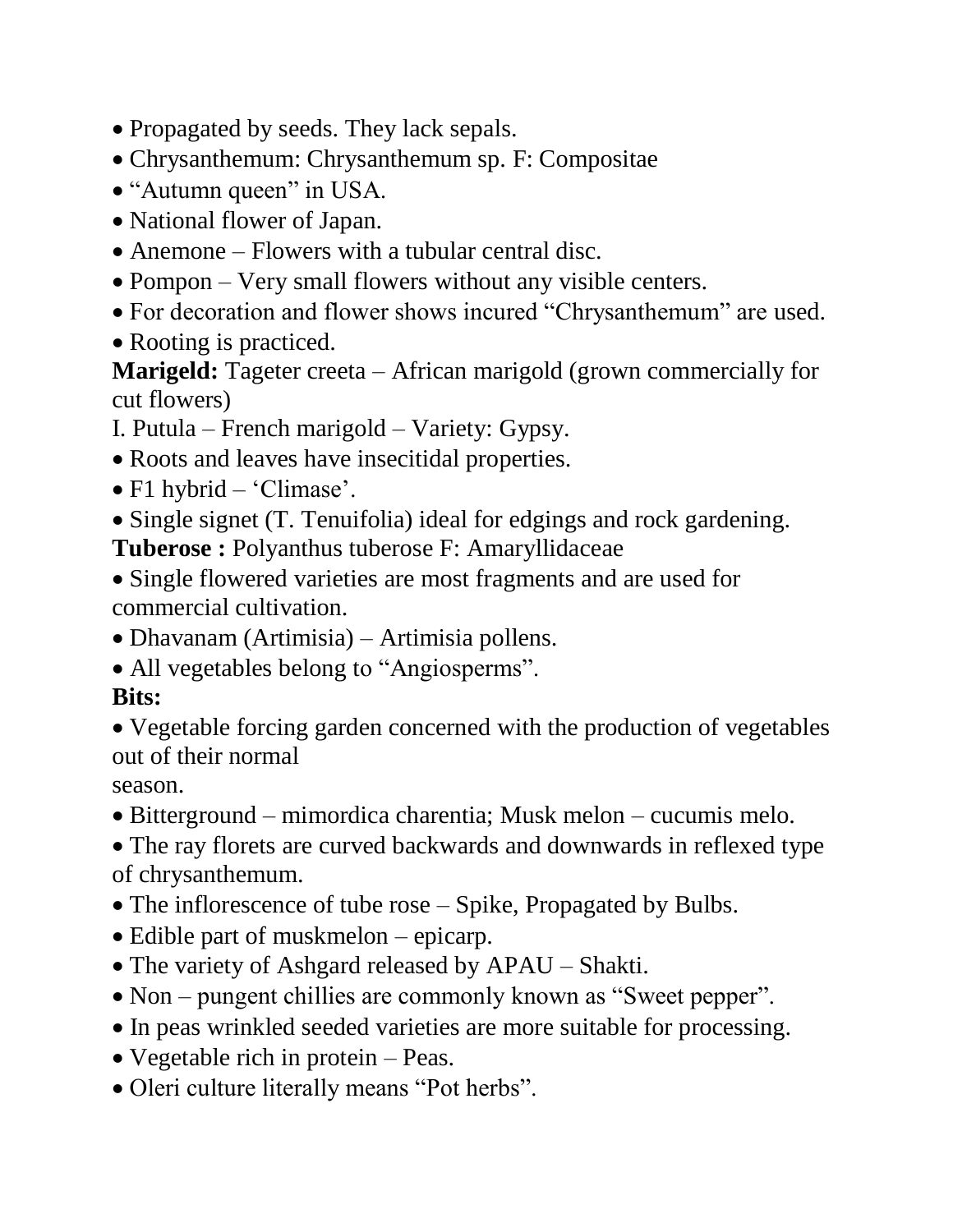- Propagated by seeds. They lack sepals.
- Chrysanthemum: Chrysanthemum sp. F: Compositae
- “Autumn queen” in USA.
- National flower of Japan.
- Anemone – Flowers with a tubular central disc.
- Pompon – Very small flowers without any visible centers.
- For decoration and flower shows incured “Chrysanthemum” are used.
- Rooting is practiced.

**Marigeld:** Tageter creeta – African marigold (grown commercially for cut flowers)

I. Putula – French marigold – Variety: Gypsy.

- Roots and leaves have insecitidal properties.
- F1 hybrid – ‘Climase’.
- Single signet (T. Tenuifolia) ideal for edgings and rock gardening.

**Tuberose :** Polyanthus tuberose F: Amaryllidaceae

- Single flowered varieties are most fragments and are used for commercial cultivation.
- Dhavanam (Artimisia) – Artimisia pollens.
- All vegetables belong to “Angiosperms”.

**Bits:**

- Vegetable forcing garden concerned with the production of vegetables out of their normal season.
- Bitterground – mimordica charentia; Musk melon – cucumis melo.
- The ray florets are curved backwards and downwards in reflexed type of chrysanthemum.
- The inflorescence of tube rose – Spike, Propagated by Bulbs.
- Edible part of muskmelon – epicarp.
- The variety of Ashgard released by APAU – Shakti.
- Non – pungent chillies are commonly known as “Sweet pepper”.
- In peas wrinkled seeded varieties are more suitable for processing.
- Vegetable rich in protein – Peas.
- Oleri culture literally means “Pot herbs”.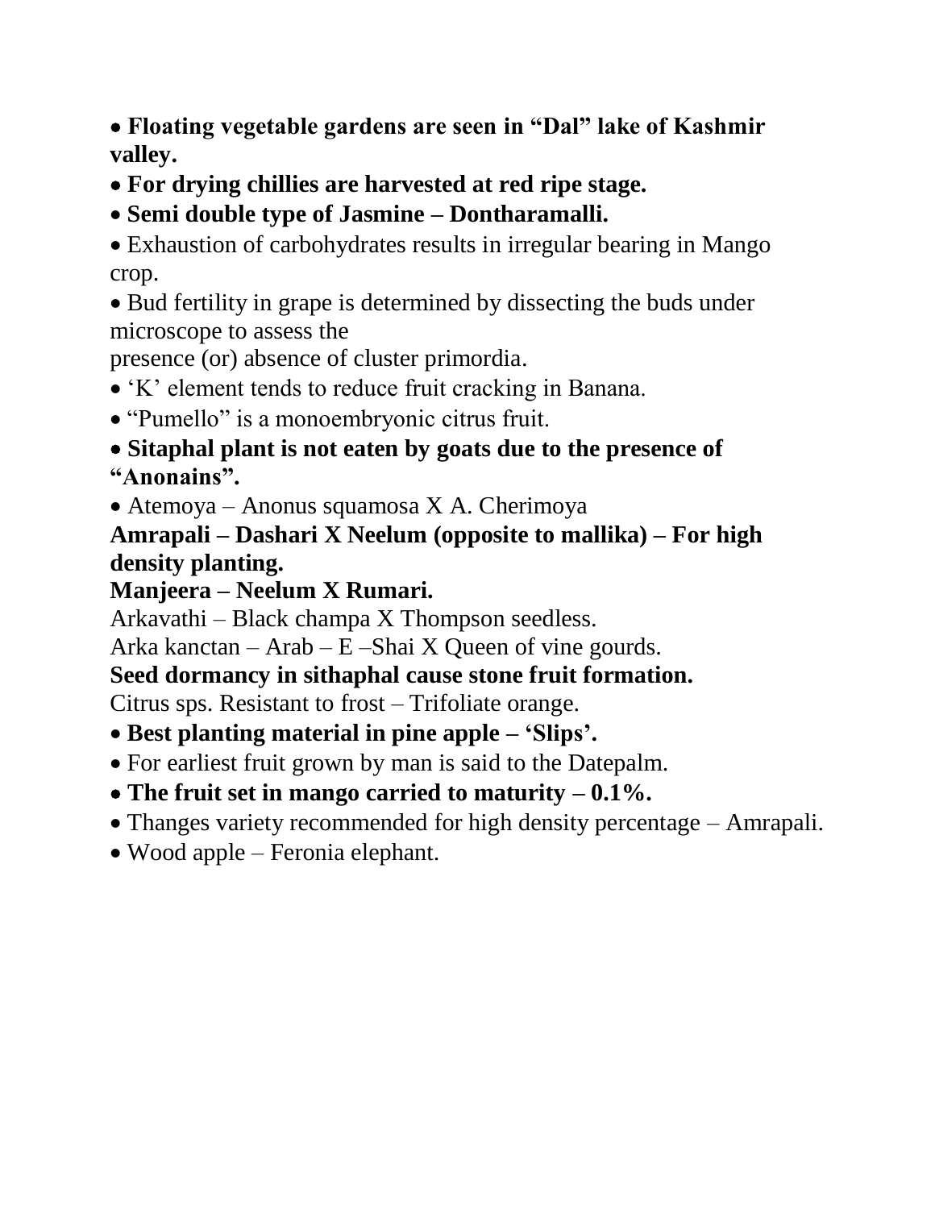- **Floating vegetable gardens are seen in "Dal" lake of Kashmir valley.**
- **For drying chillies are harvested at red ripe stage.**
- **Semi double type of Jasmine – Dontharamalli.**
- Exhaustion of carbohydrates results in irregular bearing in Mango crop.
- Bud fertility in grape is determined by dissecting the buds under microscope to assess the presence (or) absence of cluster primordia.
- 'K' element tends to reduce fruit cracking in Banana.
- "Pumello" is a monoembryonic citrus fruit.
- **Sitaphal plant is not eaten by goats due to the presence of "Anonains".**
- Atemoya – Anonus squamosa X A. Cherimoya

**Amrapali – Dashari X Neelum (opposite to mallika) – For high density planting.**

**Manjeera – Neelum X Rumari.**

Arkavathi – Black champa X Thompson seedless.

Arka kanctan – Arab – E –Shai X Queen of vine gourds.

**Seed dormancy in sithaphal cause stone fruit formation.**

Citrus sps. Resistant to frost – Trifoliate orange.

- **Best planting material in pine apple – 'Slips'.**
- For earliest fruit grown by man is said to the Datepalm.
- **The fruit set in mango carried to maturity – 0.1%.**
- Thanges variety recommended for high density percentage – Amrapali.
- Wood apple – Feronia elephant.